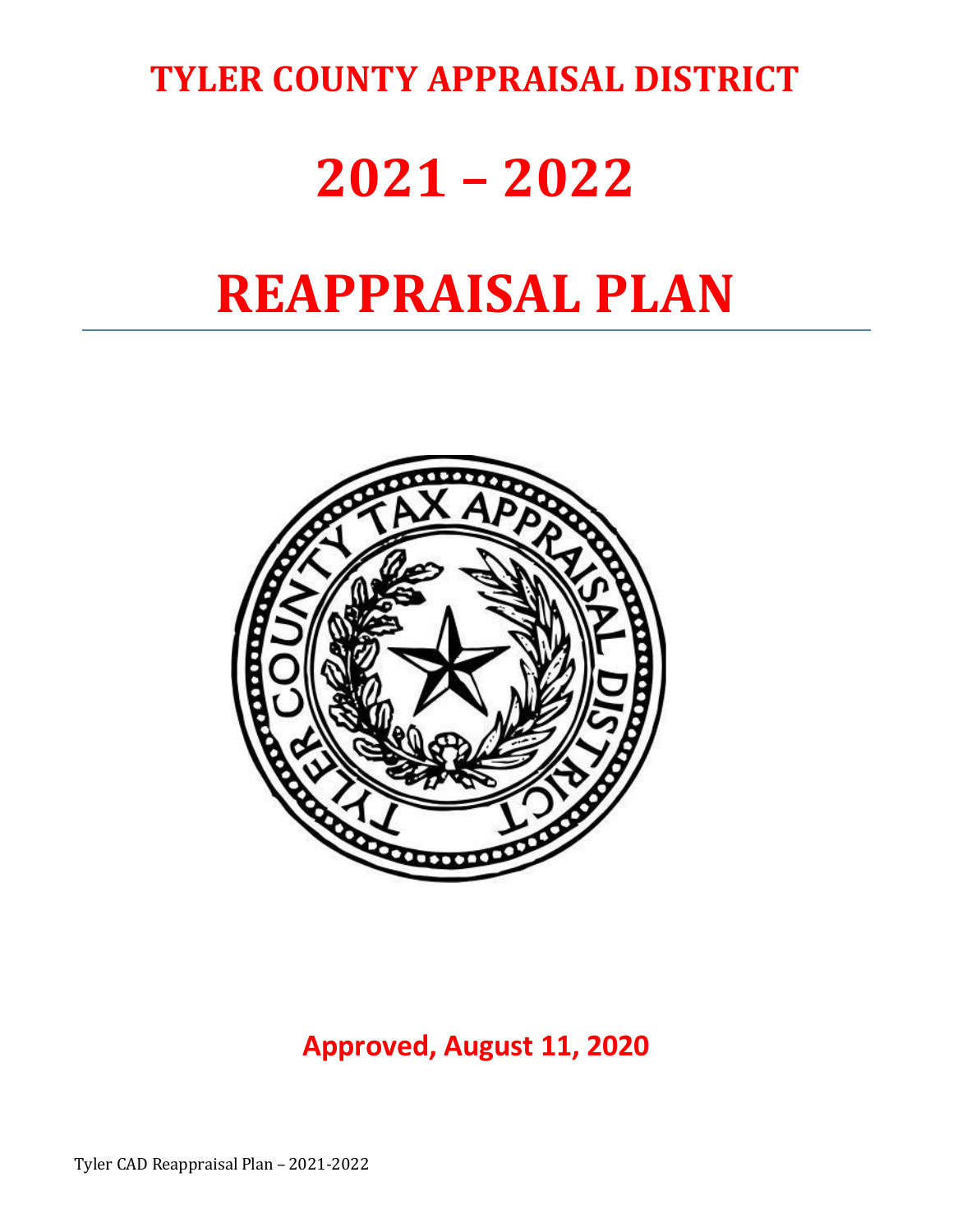# TYLER COUNTY APPRAISAL DISTRICT

# 2021 – 2022

# REAPPRAISAL PLAN

**Approved, August 11, 2020**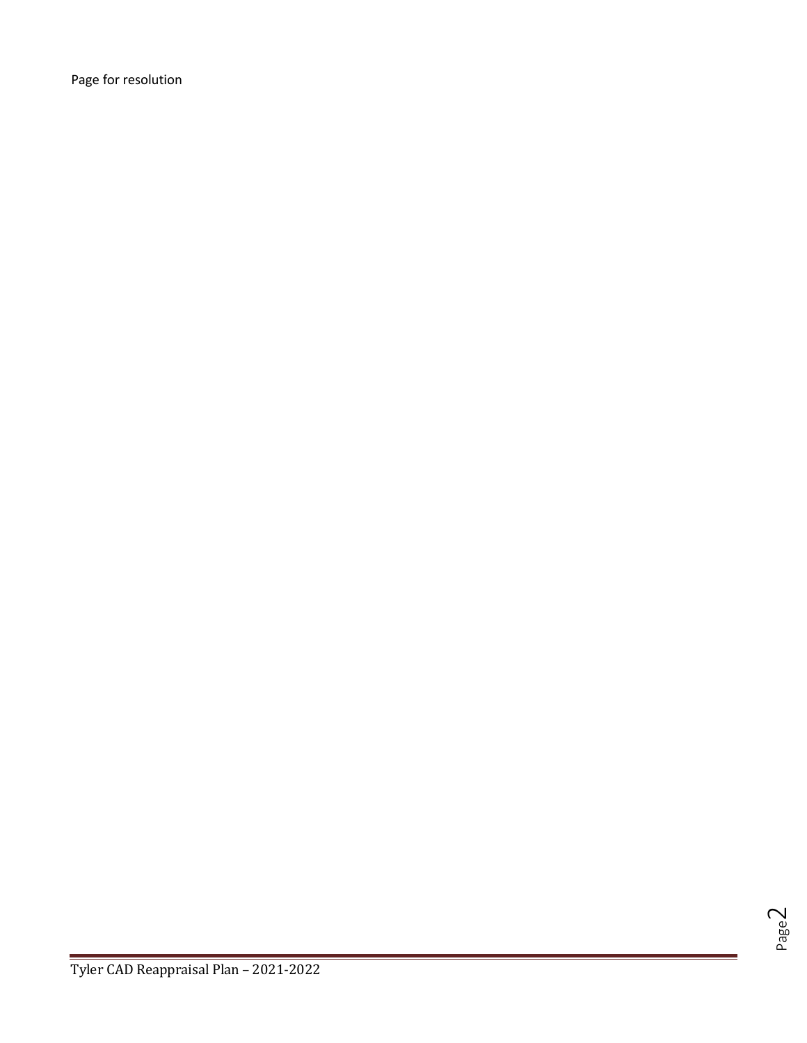Page for resolution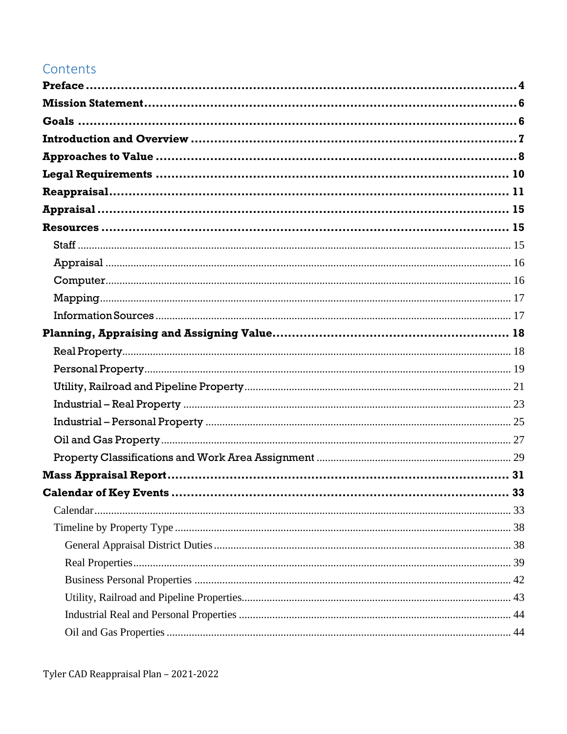## Contents

- **Preface** ..... 4
- **Mission Statement** ..... 6
- **Goals** ..... 6
- **Introduction and Overview** ..... 7
- **Approaches to Value** ..... 8
- **Legal Requirements** ..... 10
- **Reappraisal** ..... 11
- **Appraisal** ..... 15
- **Resources** ..... 15
  - Staff ..... 15
  - Appraisal ..... 16
  - Computer ..... 16
  - Mapping ..... 17
  - Information Sources ..... 17
- **Planning, Appraising and Assigning Value** ..... 18
  - Real Property ..... 18
  - Personal Property ..... 19
  - Utility, Railroad and Pipeline Property ..... 21
  - Industrial – Real Property ..... 23
  - Industrial – Personal Property ..... 25
  - Oil and Gas Property ..... 27
  - Property Classifications and Work Area Assignment ..... 29
- **Mass Appraisal Report** ..... 31
- **Calendar of Key Events** ..... 33
  - Calendar ..... 33
  - Timeline by Property Type ..... 38
    - General Appraisal District Duties ..... 38
    - Real Properties ..... 39
    - Business Personal Properties ..... 42
    - Utility, Railroad and Pipeline Properties ..... 43
    - Industrial Real and Personal Properties ..... 44
    - Oil and Gas Properties ..... 44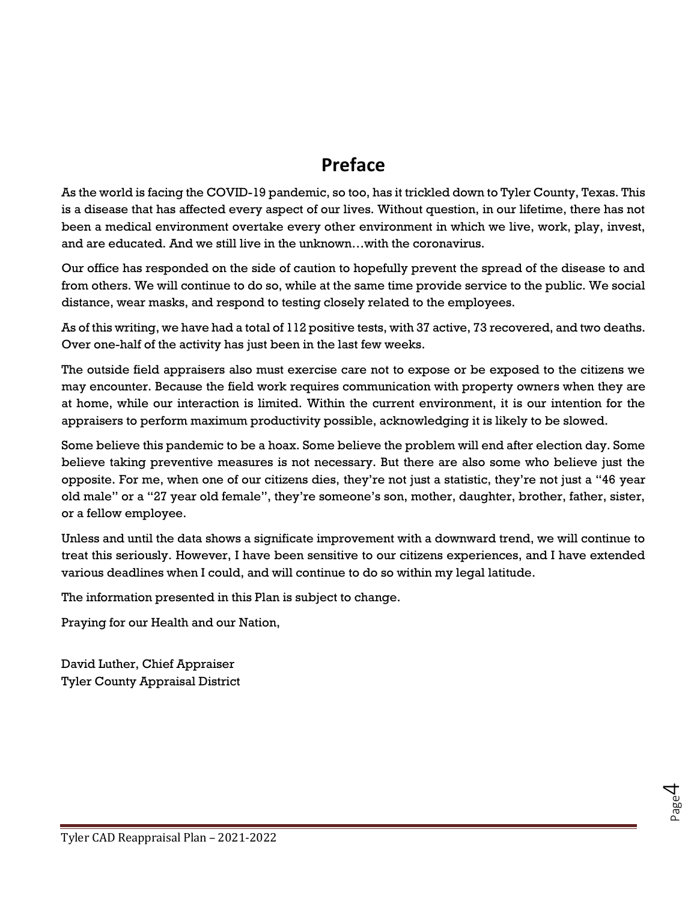# Preface

As the world is facing the COVID-19 pandemic, so too, has it trickled down to Tyler County, Texas. This is a disease that has affected every aspect of our lives. Without question, in our lifetime, there has not been a medical environment overtake every other environment in which we live, work, play, invest, and are educated. And we still live in the unknown…with the coronavirus.

Our office has responded on the side of caution to hopefully prevent the spread of the disease to and from others. We will continue to do so, while at the same time provide service to the public. We social distance, wear masks, and respond to testing closely related to the employees.

As of this writing, we have had a total of 112 positive tests, with 37 active, 73 recovered, and two deaths. Over one-half of the activity has just been in the last few weeks.

The outside field appraisers also must exercise care not to expose or be exposed to the citizens we may encounter. Because the field work requires communication with property owners when they are at home, while our interaction is limited. Within the current environment, it is our intention for the appraisers to perform maximum productivity possible, acknowledging it is likely to be slowed.

Some believe this pandemic to be a hoax. Some believe the problem will end after election day. Some believe taking preventive measures is not necessary. But there are also some who believe just the opposite. For me, when one of our citizens dies, they're not just a statistic, they're not just a "46 year old male" or a "27 year old female", they're someone's son, mother, daughter, brother, father, sister, or a fellow employee.

Unless and until the data shows a significate improvement with a downward trend, we will continue to treat this seriously. However, I have been sensitive to our citizens experiences, and I have extended various deadlines when I could, and will continue to do so within my legal latitude.

The information presented in this Plan is subject to change.

Praying for our Health and our Nation,

David Luther, Chief Appraiser
Tyler County Appraisal District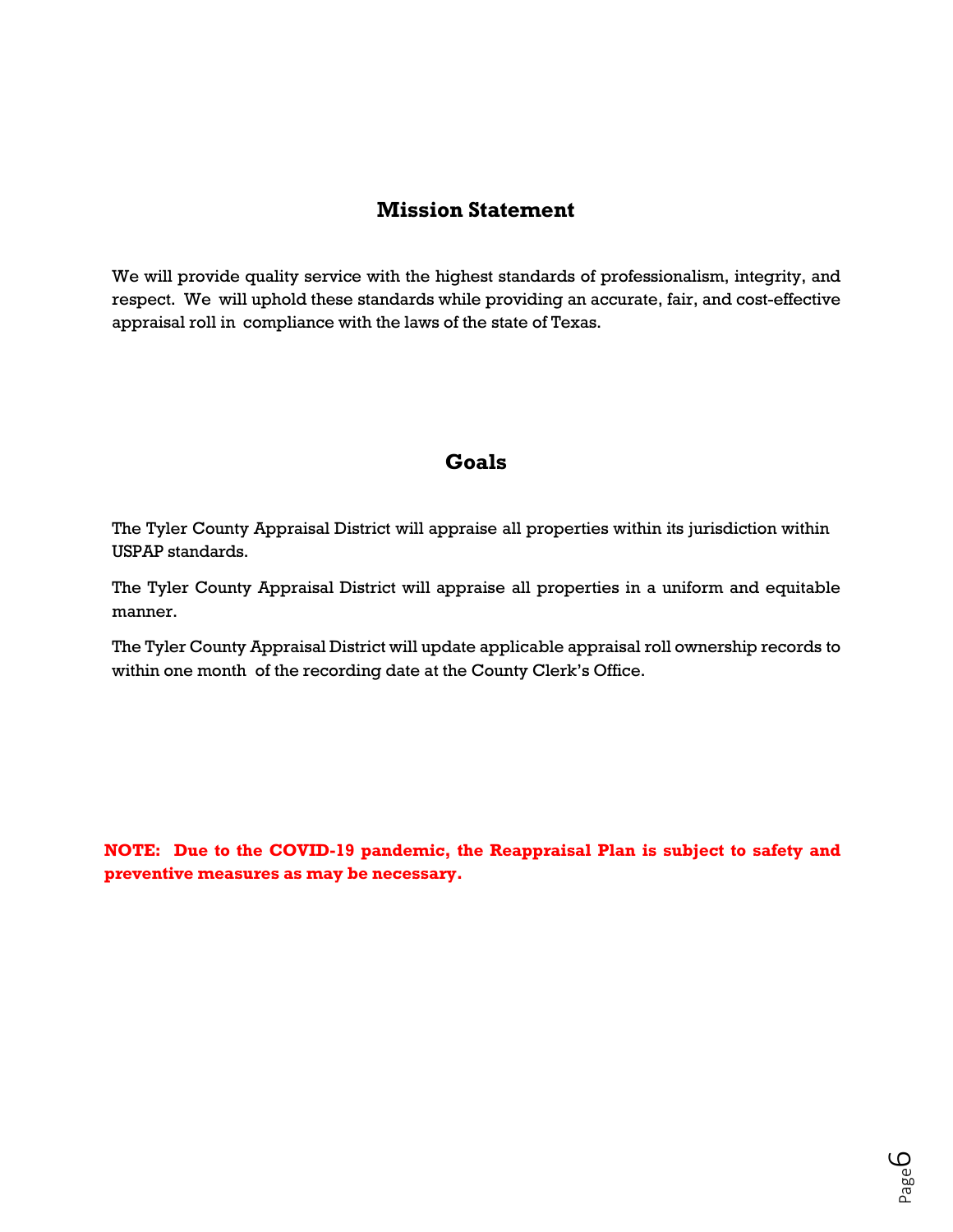## Mission Statement

We will provide quality service with the highest standards of professionalism, integrity, and respect. We will uphold these standards while providing an accurate, fair, and cost-effective appraisal roll in compliance with the laws of the state of Texas.

## Goals

The Tyler County Appraisal District will appraise all properties within its jurisdiction within USPAP standards.

The Tyler County Appraisal District will appraise all properties in a uniform and equitable manner.

The Tyler County Appraisal District will update applicable appraisal roll ownership records to within one month of the recording date at the County Clerk's Office.

**NOTE: Due to the COVID-19 pandemic, the Reappraisal Plan is subject to safety and preventive measures as may be necessary.**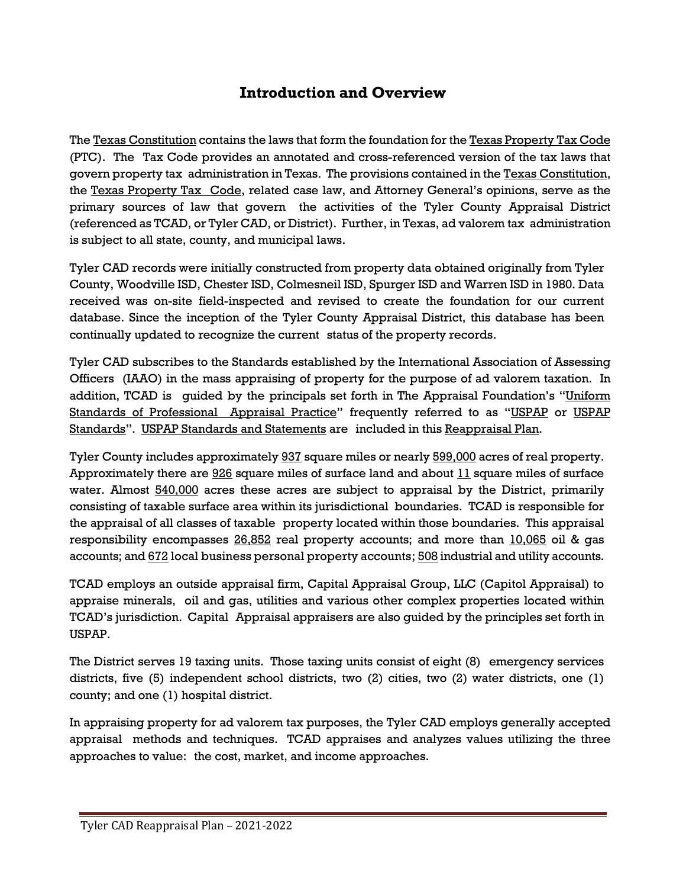# Introduction and Overview

The Texas Constitution contains the laws that form the foundation for the Texas Property Tax Code (PTC). The Tax Code provides an annotated and cross-referenced version of the tax laws that govern property tax administration in Texas. The provisions contained in the Texas Constitution, the Texas Property Tax Code, related case law, and Attorney General's opinions, serve as the primary sources of law that govern the activities of the Tyler County Appraisal District (referenced as TCAD, or Tyler CAD, or District). Further, in Texas, ad valorem tax administration is subject to all state, county, and municipal laws.

Tyler CAD records were initially constructed from property data obtained originally from Tyler County, Woodville ISD, Chester ISD, Colmesneil ISD, Spurger ISD and Warren ISD in 1980. Data received was on-site field-inspected and revised to create the foundation for our current database. Since the inception of the Tyler County Appraisal District, this database has been continually updated to recognize the current status of the property records.

Tyler CAD subscribes to the Standards established by the International Association of Assessing Officers (IAAO) in the mass appraising of property for the purpose of ad valorem taxation. In addition, TCAD is guided by the principals set forth in The Appraisal Foundation's "Uniform Standards of Professional Appraisal Practice" frequently referred to as "USPAP or USPAP Standards". USPAP Standards and Statements are included in this Reappraisal Plan.

Tyler County includes approximately 937 square miles or nearly 599,000 acres of real property. Approximately there are 926 square miles of surface land and about 11 square miles of surface water. Almost 540,000 acres these acres are subject to appraisal by the District, primarily consisting of taxable surface area within its jurisdictional boundaries. TCAD is responsible for the appraisal of all classes of taxable property located within those boundaries. This appraisal responsibility encompasses 26,852 real property accounts; and more than 10,065 oil & gas accounts; and 672 local business personal property accounts; 508 industrial and utility accounts.

TCAD employs an outside appraisal firm, Capital Appraisal Group, LLC (Capitol Appraisal) to appraise minerals, oil and gas, utilities and various other complex properties located within TCAD's jurisdiction. Capital Appraisal appraisers are also guided by the principles set forth in USPAP.

The District serves 19 taxing units. Those taxing units consist of eight (8) emergency services districts, five (5) independent school districts, two (2) cities, two (2) water districts, one (1) county; and one (1) hospital district.

In appraising property for ad valorem tax purposes, the Tyler CAD employs generally accepted appraisal methods and techniques. TCAD appraises and analyzes values utilizing the three approaches to value: the cost, market, and income approaches.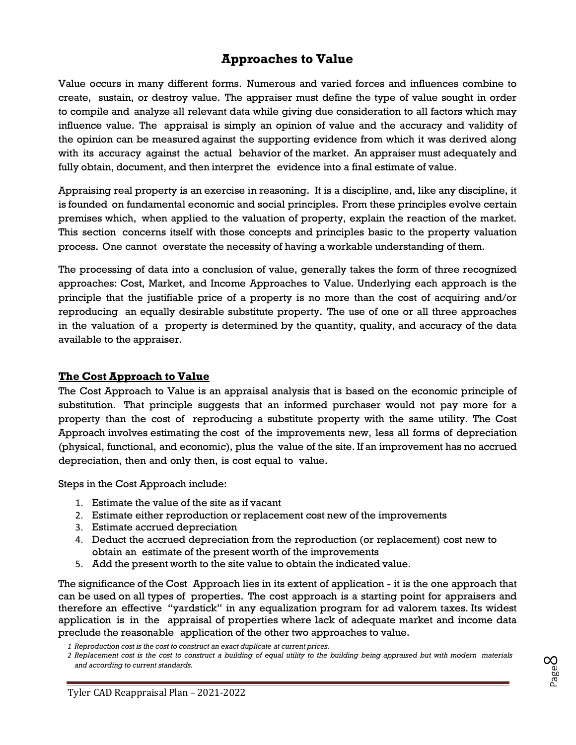# Approaches to Value

Value occurs in many different forms. Numerous and varied forces and influences combine to create, sustain, or destroy value. The appraiser must define the type of value sought in order to compile and analyze all relevant data while giving due consideration to all factors which may influence value. The appraisal is simply an opinion of value and the accuracy and validity of the opinion can be measured against the supporting evidence from which it was derived along with its accuracy against the actual behavior of the market. An appraiser must adequately and fully obtain, document, and then interpret the evidence into a final estimate of value.

Appraising real property is an exercise in reasoning. It is a discipline, and, like any discipline, it is founded on fundamental economic and social principles. From these principles evolve certain premises which, when applied to the valuation of property, explain the reaction of the market. This section concerns itself with those concepts and principles basic to the property valuation process. One cannot overstate the necessity of having a workable understanding of them.

The processing of data into a conclusion of value, generally takes the form of three recognized approaches: Cost, Market, and Income Approaches to Value. Underlying each approach is the principle that the justifiable price of a property is no more than the cost of acquiring and/or reproducing an equally desirable substitute property. The use of one or all three approaches in the valuation of a property is determined by the quantity, quality, and accuracy of the data available to the appraiser.

## The Cost Approach to Value

The Cost Approach to Value is an appraisal analysis that is based on the economic principle of substitution. That principle suggests that an informed purchaser would not pay more for a property than the cost of reproducing a substitute property with the same utility. The Cost Approach involves estimating the cost of the improvements new, less all forms of depreciation (physical, functional, and economic), plus the value of the site. If an improvement has no accrued depreciation, then and only then, is cost equal to value.

Steps in the Cost Approach include:

1. Estimate the value of the site as if vacant
2. Estimate either reproduction or replacement cost new of the improvements
3. Estimate accrued depreciation
4. Deduct the accrued depreciation from the reproduction (or replacement) cost new to obtain an estimate of the present worth of the improvements
5. Add the present worth to the site value to obtain the indicated value.

The significance of the Cost Approach lies in its extent of application - it is the one approach that can be used on all types of properties. The cost approach is a starting point for appraisers and therefore an effective "yardstick" in any equalization program for ad valorem taxes. Its widest application is in the appraisal of properties where lack of adequate market and income data preclude the reasonable application of the other two approaches to value.

*1 Reproduction cost is the cost to construct an exact duplicate at current prices.*

*2 Replacement cost is the cost to construct a building of equal utility to the building being appraised but with modern materials and according to current standards.*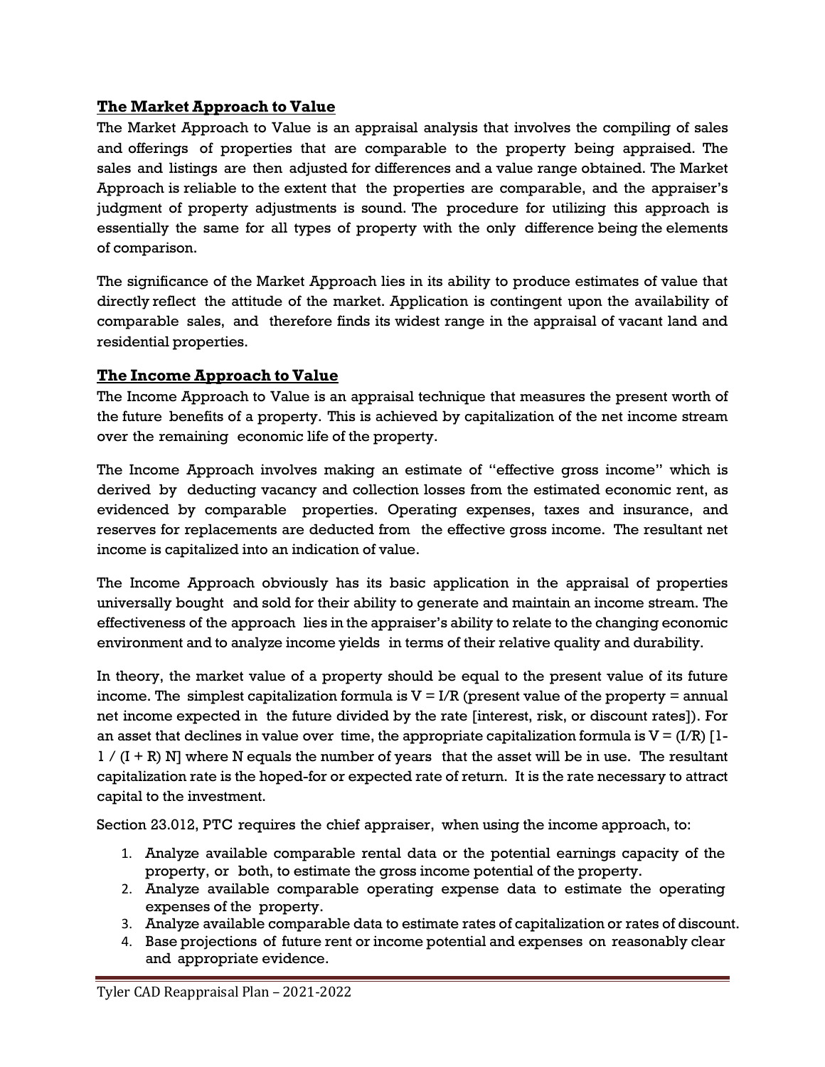## The Market Approach to Value

The Market Approach to Value is an appraisal analysis that involves the compiling of sales and offerings of properties that are comparable to the property being appraised. The sales and listings are then adjusted for differences and a value range obtained. The Market Approach is reliable to the extent that the properties are comparable, and the appraiser's judgment of property adjustments is sound. The procedure for utilizing this approach is essentially the same for all types of property with the only difference being the elements of comparison.

The significance of the Market Approach lies in its ability to produce estimates of value that directly reflect the attitude of the market. Application is contingent upon the availability of comparable sales, and therefore finds its widest range in the appraisal of vacant land and residential properties.

## The Income Approach to Value

The Income Approach to Value is an appraisal technique that measures the present worth of the future benefits of a property. This is achieved by capitalization of the net income stream over the remaining economic life of the property.

The Income Approach involves making an estimate of "effective gross income" which is derived by deducting vacancy and collection losses from the estimated economic rent, as evidenced by comparable properties. Operating expenses, taxes and insurance, and reserves for replacements are deducted from the effective gross income. The resultant net income is capitalized into an indication of value.

The Income Approach obviously has its basic application in the appraisal of properties universally bought and sold for their ability to generate and maintain an income stream. The effectiveness of the approach lies in the appraiser's ability to relate to the changing economic environment and to analyze income yields in terms of their relative quality and durability.

In theory, the market value of a property should be equal to the present value of its future income. The simplest capitalization formula is $V = I/R$ (present value of the property = annual net income expected in the future divided by the rate [interest, risk, or discount rates]). For an asset that declines in value over time, the appropriate capitalization formula is $V = (I/R)\ [1 - 1\ /\ (I + R)\ N]$ where N equals the number of years that the asset will be in use. The resultant capitalization rate is the hoped-for or expected rate of return. It is the rate necessary to attract capital to the investment.

Section 23.012, PTC requires the chief appraiser, when using the income approach, to:

1. Analyze available comparable rental data or the potential earnings capacity of the property, or both, to estimate the gross income potential of the property.
2. Analyze available comparable operating expense data to estimate the operating expenses of the property.
3. Analyze available comparable data to estimate rates of capitalization or rates of discount.
4. Base projections of future rent or income potential and expenses on reasonably clear and appropriate evidence.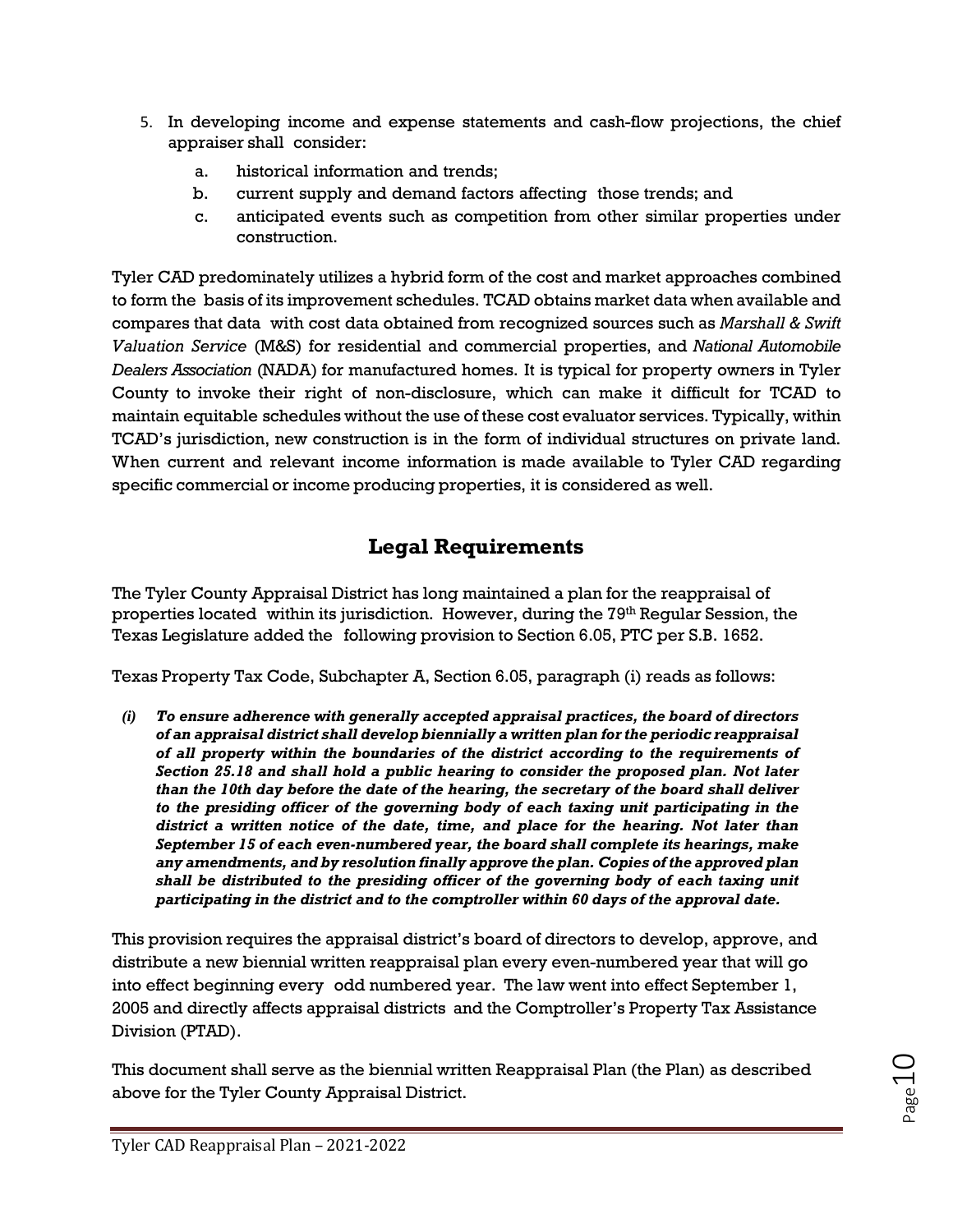5. In developing income and expense statements and cash-flow projections, the chief appraiser shall consider:
    a. historical information and trends;
    b. current supply and demand factors affecting those trends; and
    c. anticipated events such as competition from other similar properties under construction.

Tyler CAD predominately utilizes a hybrid form of the cost and market approaches combined to form the basis of its improvement schedules. TCAD obtains market data when available and compares that data with cost data obtained from recognized sources such as *Marshall & Swift Valuation Service* (M&S) for residential and commercial properties, and *National Automobile Dealers Association* (NADA) for manufactured homes. It is typical for property owners in Tyler County to invoke their right of non-disclosure, which can make it difficult for TCAD to maintain equitable schedules without the use of these cost evaluator services. Typically, within TCAD's jurisdiction, new construction is in the form of individual structures on private land. When current and relevant income information is made available to Tyler CAD regarding specific commercial or income producing properties, it is considered as well.

## Legal Requirements

The Tyler County Appraisal District has long maintained a plan for the reappraisal of properties located within its jurisdiction. However, during the 79th Regular Session, the Texas Legislature added the following provision to Section 6.05, PTC per S.B. 1652.

Texas Property Tax Code, Subchapter A, Section 6.05, paragraph (i) reads as follows:

***(i) To ensure adherence with generally accepted appraisal practices, the board of directors of an appraisal district shall develop biennially a written plan for the periodic reappraisal of all property within the boundaries of the district according to the requirements of Section 25.18 and shall hold a public hearing to consider the proposed plan. Not later than the 10th day before the date of the hearing, the secretary of the board shall deliver to the presiding officer of the governing body of each taxing unit participating in the district a written notice of the date, time, and place for the hearing. Not later than September 15 of each even-numbered year, the board shall complete its hearings, make any amendments, and by resolution finally approve the plan. Copies of the approved plan shall be distributed to the presiding officer of the governing body of each taxing unit participating in the district and to the comptroller within 60 days of the approval date.***

This provision requires the appraisal district's board of directors to develop, approve, and distribute a new biennial written reappraisal plan every even-numbered year that will go into effect beginning every odd numbered year. The law went into effect September 1, 2005 and directly affects appraisal districts and the Comptroller's Property Tax Assistance Division (PTAD).

This document shall serve as the biennial written Reappraisal Plan (the Plan) as described above for the Tyler County Appraisal District.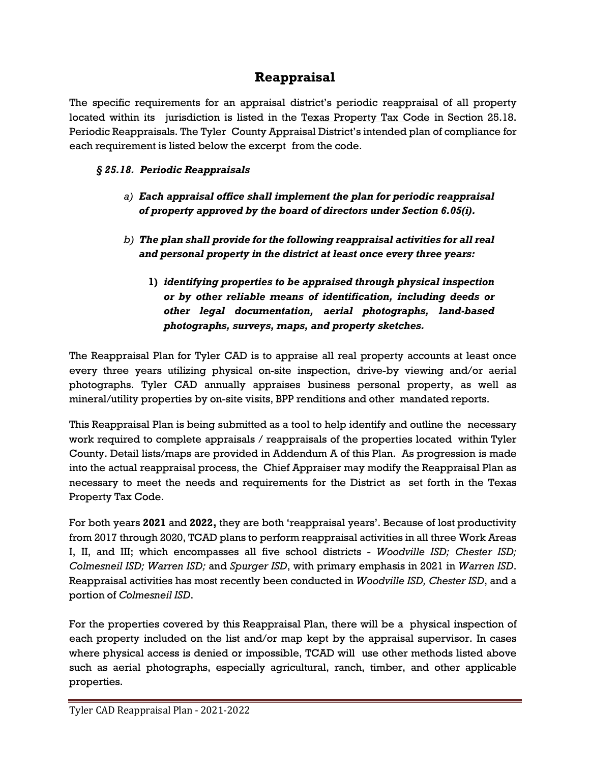# Reappraisal

The specific requirements for an appraisal district's periodic reappraisal of all property located within its jurisdiction is listed in the Texas Property Tax Code in Section 25.18. Periodic Reappraisals. The Tyler County Appraisal District's intended plan of compliance for each requirement is listed below the excerpt from the code.

### *§ 25.18. Periodic Reappraisals*

a) ***Each appraisal office shall implement the plan for periodic reappraisal of property approved by the board of directors under Section 6.05(i).***

b) ***The plan shall provide for the following reappraisal activities for all real and personal property in the district at least once every three years:***

   **1)** ***identifying properties to be appraised through physical inspection or by other reliable means of identification, including deeds or other legal documentation, aerial photographs, land-based photographs, surveys, maps, and property sketches.***

The Reappraisal Plan for Tyler CAD is to appraise all real property accounts at least once every three years utilizing physical on-site inspection, drive-by viewing and/or aerial photographs. Tyler CAD annually appraises business personal property, as well as mineral/utility properties by on-site visits, BPP renditions and other mandated reports.

This Reappraisal Plan is being submitted as a tool to help identify and outline the necessary work required to complete appraisals / reappraisals of the properties located within Tyler County. Detail lists/maps are provided in Addendum A of this Plan. As progression is made into the actual reappraisal process, the Chief Appraiser may modify the Reappraisal Plan as necessary to meet the needs and requirements for the District as set forth in the Texas Property Tax Code.

For both years **2021** and **2022,** they are both 'reappraisal years'. Because of lost productivity from 2017 through 2020, TCAD plans to perform reappraisal activities in all three Work Areas I, II, and III; which encompasses all five school districts - *Woodville ISD; Chester ISD; Colmesneil ISD; Warren ISD;* and *Spurger ISD*, with primary emphasis in 2021 in *Warren ISD*. Reappraisal activities has most recently been conducted in *Woodville ISD, Chester ISD*, and a portion of *Colmesneil ISD*.

For the properties covered by this Reappraisal Plan, there will be a physical inspection of each property included on the list and/or map kept by the appraisal supervisor. In cases where physical access is denied or impossible, TCAD will use other methods listed above such as aerial photographs, especially agricultural, ranch, timber, and other applicable properties.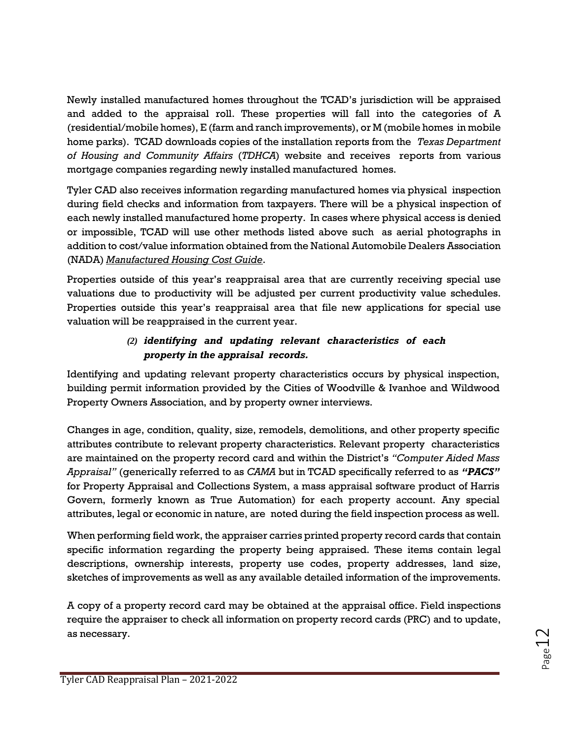Newly installed manufactured homes throughout the TCAD's jurisdiction will be appraised and added to the appraisal roll. These properties will fall into the categories of A (residential/mobile homes), E (farm and ranch improvements), or M (mobile homes in mobile home parks). TCAD downloads copies of the installation reports from the *Texas Department of Housing and Community Affairs* (*TDHCA*) website and receives reports from various mortgage companies regarding newly installed manufactured homes.

Tyler CAD also receives information regarding manufactured homes via physical inspection during field checks and information from taxpayers. There will be a physical inspection of each newly installed manufactured home property. In cases where physical access is denied or impossible, TCAD will use other methods listed above such as aerial photographs in addition to cost/value information obtained from the National Automobile Dealers Association (NADA) *Manufactured Housing Cost Guide*.

Properties outside of this year's reappraisal area that are currently receiving special use valuations due to productivity will be adjusted per current productivity value schedules. Properties outside this year's reappraisal area that file new applications for special use valuation will be reappraised in the current year.

***(2) identifying and updating relevant characteristics of each property in the appraisal records.***

Identifying and updating relevant property characteristics occurs by physical inspection, building permit information provided by the Cities of Woodville & Ivanhoe and Wildwood Property Owners Association, and by property owner interviews.

Changes in age, condition, quality, size, remodels, demolitions, and other property specific attributes contribute to relevant property characteristics. Relevant property characteristics are maintained on the property record card and within the District's *"Computer Aided Mass Appraisal"* (generically referred to as *CAMA* but in TCAD specifically referred to as ***"PACS"*** for Property Appraisal and Collections System, a mass appraisal software product of Harris Govern, formerly known as True Automation) for each property account. Any special attributes, legal or economic in nature, are noted during the field inspection process as well.

When performing field work, the appraiser carries printed property record cards that contain specific information regarding the property being appraised. These items contain legal descriptions, ownership interests, property use codes, property addresses, land size, sketches of improvements as well as any available detailed information of the improvements.

A copy of a property record card may be obtained at the appraisal office. Field inspections require the appraiser to check all information on property record cards (PRC) and to update, as necessary.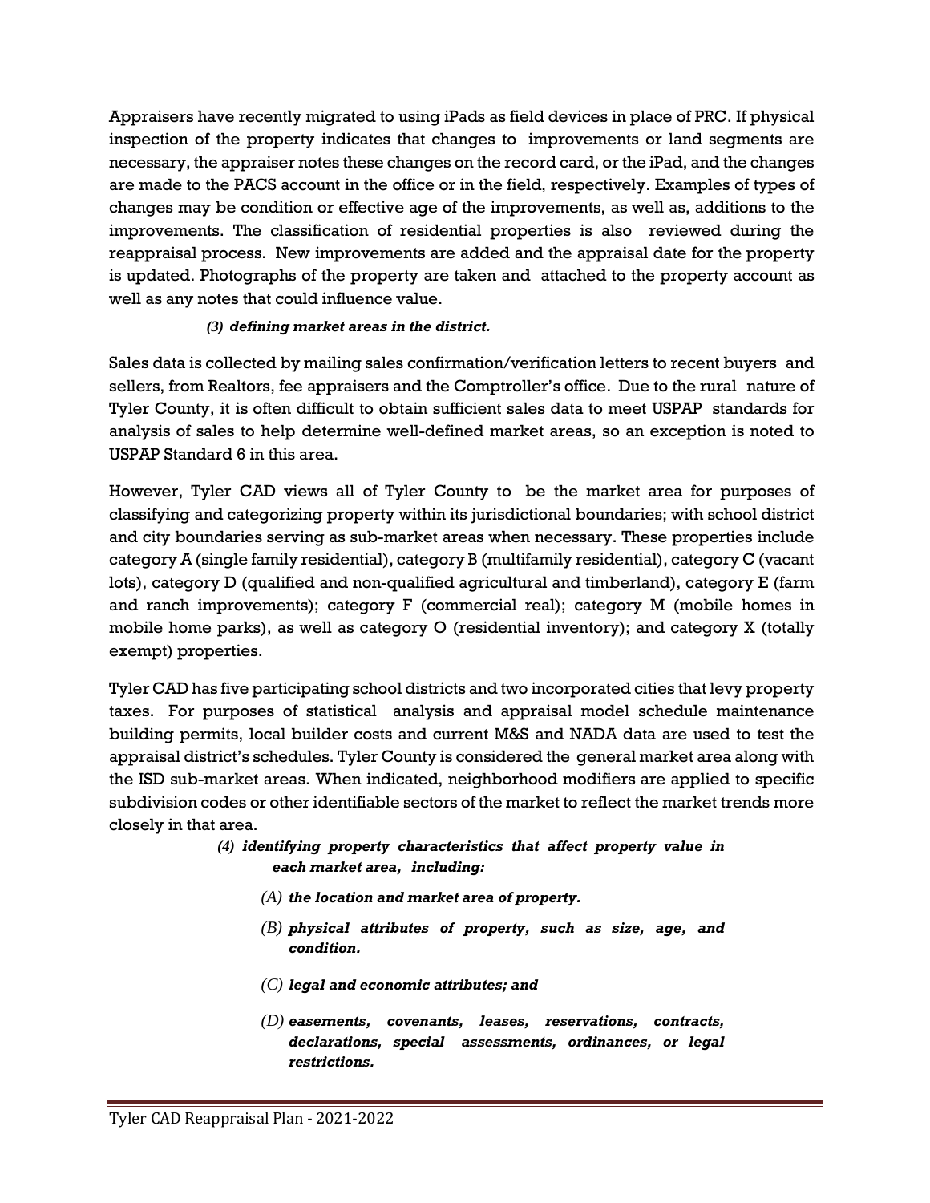Appraisers have recently migrated to using iPads as field devices in place of PRC. If physical inspection of the property indicates that changes to improvements or land segments are necessary, the appraiser notes these changes on the record card, or the iPad, and the changes are made to the PACS account in the office or in the field, respectively. Examples of types of changes may be condition or effective age of the improvements, as well as, additions to the improvements. The classification of residential properties is also reviewed during the reappraisal process. New improvements are added and the appraisal date for the property is updated. Photographs of the property are taken and attached to the property account as well as any notes that could influence value.

***(3) defining market areas in the district.***

Sales data is collected by mailing sales confirmation/verification letters to recent buyers and sellers, from Realtors, fee appraisers and the Comptroller's office. Due to the rural nature of Tyler County, it is often difficult to obtain sufficient sales data to meet USPAP standards for analysis of sales to help determine well-defined market areas, so an exception is noted to USPAP Standard 6 in this area.

However, Tyler CAD views all of Tyler County to be the market area for purposes of classifying and categorizing property within its jurisdictional boundaries; with school district and city boundaries serving as sub-market areas when necessary. These properties include category A (single family residential), category B (multifamily residential), category C (vacant lots), category D (qualified and non-qualified agricultural and timberland), category E (farm and ranch improvements); category F (commercial real); category M (mobile homes in mobile home parks), as well as category O (residential inventory); and category X (totally exempt) properties.

Tyler CAD has five participating school districts and two incorporated cities that levy property taxes. For purposes of statistical analysis and appraisal model schedule maintenance building permits, local builder costs and current M&S and NADA data are used to test the appraisal district's schedules. Tyler County is considered the general market area along with the ISD sub-market areas. When indicated, neighborhood modifiers are applied to specific subdivision codes or other identifiable sectors of the market to reflect the market trends more closely in that area.

***(4) identifying property characteristics that affect property value in each market area, including:***

- *(A)* ***the location and market area of property.***
- *(B)* ***physical attributes of property, such as size, age, and condition.***
- *(C)* ***legal and economic attributes; and***
- *(D)* ***easements, covenants, leases, reservations, contracts, declarations, special assessments, ordinances, or legal restrictions.***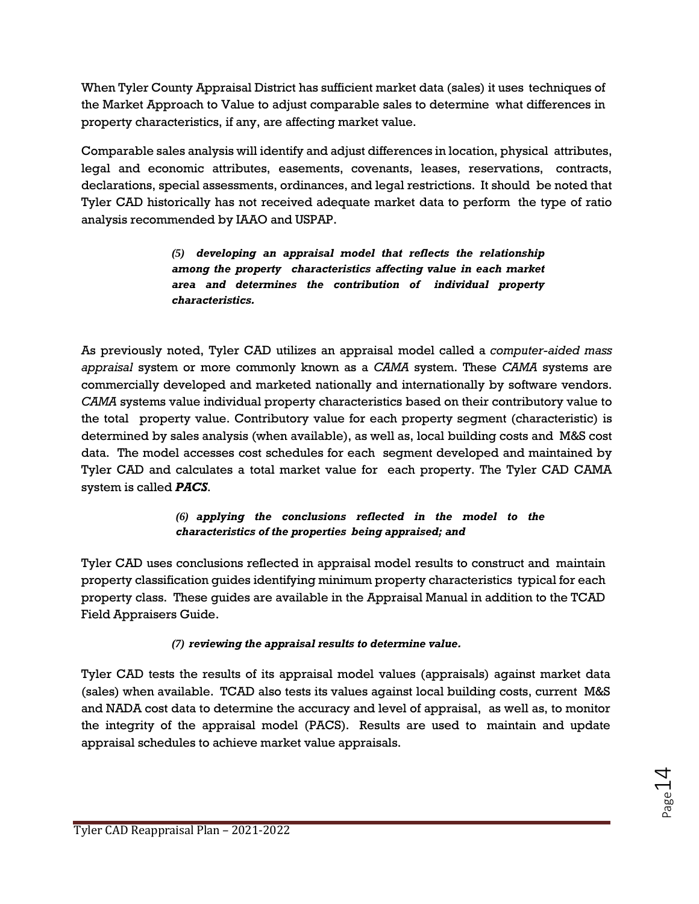When Tyler County Appraisal District has sufficient market data (sales) it uses techniques of the Market Approach to Value to adjust comparable sales to determine what differences in property characteristics, if any, are affecting market value.

Comparable sales analysis will identify and adjust differences in location, physical attributes, legal and economic attributes, easements, covenants, leases, reservations, contracts, declarations, special assessments, ordinances, and legal restrictions. It should be noted that Tyler CAD historically has not received adequate market data to perform the type of ratio analysis recommended by IAAO and USPAP.

> ***(5) developing an appraisal model that reflects the relationship among the property characteristics affecting value in each market area and determines the contribution of individual property characteristics.***

As previously noted, Tyler CAD utilizes an appraisal model called a *computer-aided mass appraisal* system or more commonly known as a *CAMA* system. These *CAMA* systems are commercially developed and marketed nationally and internationally by software vendors. *CAMA* systems value individual property characteristics based on their contributory value to the total property value. Contributory value for each property segment (characteristic) is determined by sales analysis (when available), as well as, local building costs and M&S cost data. The model accesses cost schedules for each segment developed and maintained by Tyler CAD and calculates a total market value for each property. The Tyler CAD CAMA system is called ***PACS***.

> ***(6) applying the conclusions reflected in the model to the characteristics of the properties being appraised; and***

Tyler CAD uses conclusions reflected in appraisal model results to construct and maintain property classification guides identifying minimum property characteristics typical for each property class. These guides are available in the Appraisal Manual in addition to the TCAD Field Appraisers Guide.

> ***(7) reviewing the appraisal results to determine value.***

Tyler CAD tests the results of its appraisal model values (appraisals) against market data (sales) when available. TCAD also tests its values against local building costs, current M&S and NADA cost data to determine the accuracy and level of appraisal, as well as, to monitor the integrity of the appraisal model (PACS). Results are used to maintain and update appraisal schedules to achieve market value appraisals.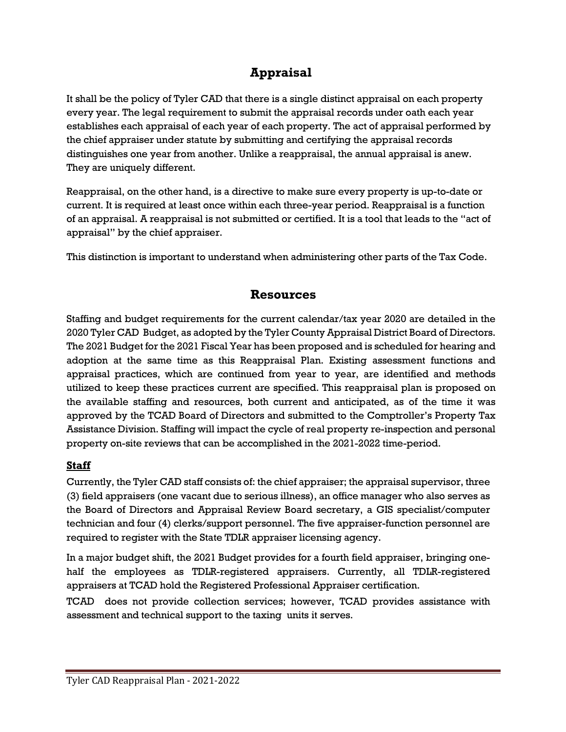## Appraisal

It shall be the policy of Tyler CAD that there is a single distinct appraisal on each property every year. The legal requirement to submit the appraisal records under oath each year establishes each appraisal of each year of each property. The act of appraisal performed by the chief appraiser under statute by submitting and certifying the appraisal records distinguishes one year from another. Unlike a reappraisal, the annual appraisal is anew. They are uniquely different.

Reappraisal, on the other hand, is a directive to make sure every property is up-to-date or current. It is required at least once within each three-year period. Reappraisal is a function of an appraisal. A reappraisal is not submitted or certified. It is a tool that leads to the "act of appraisal" by the chief appraiser.

This distinction is important to understand when administering other parts of the Tax Code.

## Resources

Staffing and budget requirements for the current calendar/tax year 2020 are detailed in the 2020 Tyler CAD Budget, as adopted by the Tyler County Appraisal District Board of Directors. The 2021 Budget for the 2021 Fiscal Year has been proposed and is scheduled for hearing and adoption at the same time as this Reappraisal Plan. Existing assessment functions and appraisal practices, which are continued from year to year, are identified and methods utilized to keep these practices current are specified. This reappraisal plan is proposed on the available staffing and resources, both current and anticipated, as of the time it was approved by the TCAD Board of Directors and submitted to the Comptroller's Property Tax Assistance Division. Staffing will impact the cycle of real property re-inspection and personal property on-site reviews that can be accomplished in the 2021-2022 time-period.

### Staff

Currently, the Tyler CAD staff consists of: the chief appraiser; the appraisal supervisor, three (3) field appraisers (one vacant due to serious illness), an office manager who also serves as the Board of Directors and Appraisal Review Board secretary, a GIS specialist/computer technician and four (4) clerks/support personnel. The five appraiser-function personnel are required to register with the State TDLR appraiser licensing agency.

In a major budget shift, the 2021 Budget provides for a fourth field appraiser, bringing one-half the employees as TDLR-registered appraisers. Currently, all TDLR-registered appraisers at TCAD hold the Registered Professional Appraiser certification.

TCAD does not provide collection services; however, TCAD provides assistance with assessment and technical support to the taxing units it serves.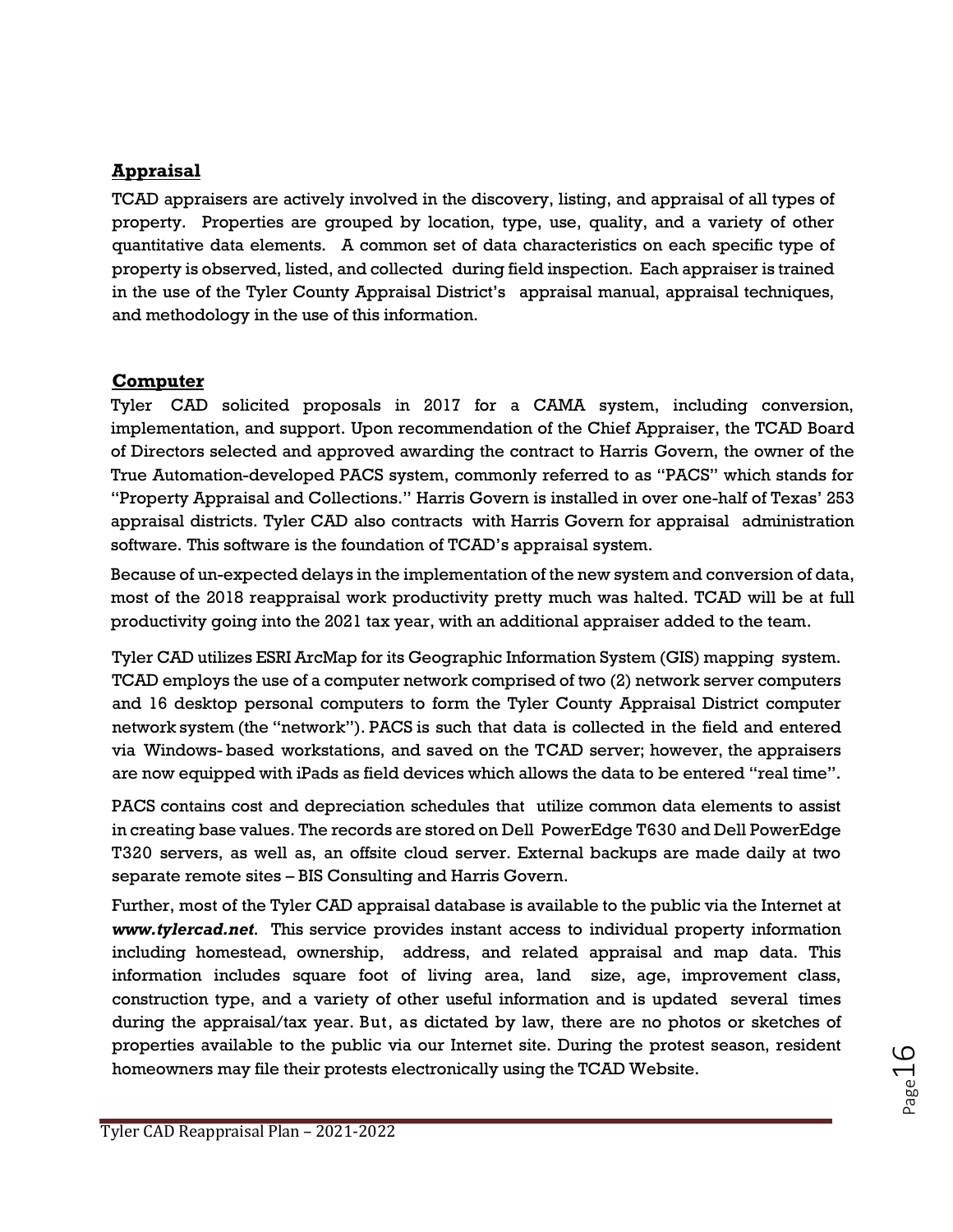## **Appraisal**

TCAD appraisers are actively involved in the discovery, listing, and appraisal of all types of property. Properties are grouped by location, type, use, quality, and a variety of other quantitative data elements. A common set of data characteristics on each specific type of property is observed, listed, and collected during field inspection. Each appraiser is trained in the use of the Tyler County Appraisal District's appraisal manual, appraisal techniques, and methodology in the use of this information.

## **Computer**

Tyler CAD solicited proposals in 2017 for a CAMA system, including conversion, implementation, and support. Upon recommendation of the Chief Appraiser, the TCAD Board of Directors selected and approved awarding the contract to Harris Govern, the owner of the True Automation-developed PACS system, commonly referred to as "PACS" which stands for "Property Appraisal and Collections." Harris Govern is installed in over one-half of Texas' 253 appraisal districts. Tyler CAD also contracts with Harris Govern for appraisal administration software. This software is the foundation of TCAD's appraisal system.

Because of un-expected delays in the implementation of the new system and conversion of data, most of the 2018 reappraisal work productivity pretty much was halted. TCAD will be at full productivity going into the 2021 tax year, with an additional appraiser added to the team.

Tyler CAD utilizes ESRI ArcMap for its Geographic Information System (GIS) mapping system. TCAD employs the use of a computer network comprised of two (2) network server computers and 16 desktop personal computers to form the Tyler County Appraisal District computer network system (the "network"). PACS is such that data is collected in the field and entered via Windows- based workstations, and saved on the TCAD server; however, the appraisers are now equipped with iPads as field devices which allows the data to be entered "real time".

PACS contains cost and depreciation schedules that utilize common data elements to assist in creating base values. The records are stored on Dell PowerEdge T630 and Dell PowerEdge T320 servers, as well as, an offsite cloud server. External backups are made daily at two separate remote sites – BIS Consulting and Harris Govern.

Further, most of the Tyler CAD appraisal database is available to the public via the Internet at ***www.tylercad.net***. This service provides instant access to individual property information including homestead, ownership, address, and related appraisal and map data. This information includes square foot of living area, land size, age, improvement class, construction type, and a variety of other useful information and is updated several times during the appraisal/tax year. But, as dictated by law, there are no photos or sketches of properties available to the public via our Internet site. During the protest season, resident homeowners may file their protests electronically using the TCAD Website.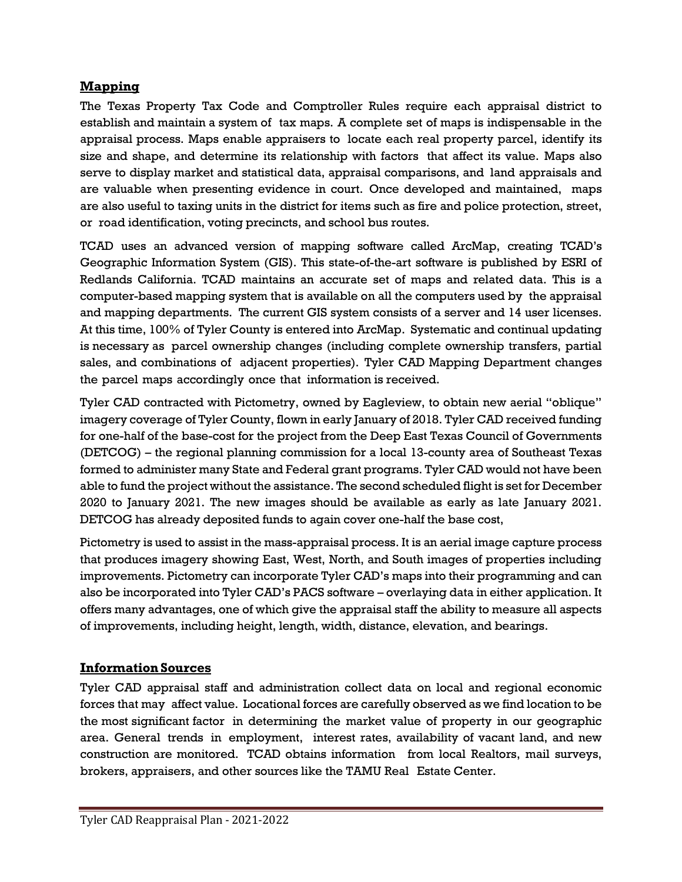## Mapping

The Texas Property Tax Code and Comptroller Rules require each appraisal district to establish and maintain a system of tax maps. A complete set of maps is indispensable in the appraisal process. Maps enable appraisers to locate each real property parcel, identify its size and shape, and determine its relationship with factors that affect its value. Maps also serve to display market and statistical data, appraisal comparisons, and land appraisals and are valuable when presenting evidence in court. Once developed and maintained, maps are also useful to taxing units in the district for items such as fire and police protection, street, or road identification, voting precincts, and school bus routes.

TCAD uses an advanced version of mapping software called ArcMap, creating TCAD's Geographic Information System (GIS). This state-of-the-art software is published by ESRI of Redlands California. TCAD maintains an accurate set of maps and related data. This is a computer-based mapping system that is available on all the computers used by the appraisal and mapping departments. The current GIS system consists of a server and 14 user licenses. At this time, 100% of Tyler County is entered into ArcMap. Systematic and continual updating is necessary as parcel ownership changes (including complete ownership transfers, partial sales, and combinations of adjacent properties). Tyler CAD Mapping Department changes the parcel maps accordingly once that information is received.

Tyler CAD contracted with Pictometry, owned by Eagleview, to obtain new aerial "oblique" imagery coverage of Tyler County, flown in early January of 2018. Tyler CAD received funding for one-half of the base-cost for the project from the Deep East Texas Council of Governments (DETCOG) – the regional planning commission for a local 13-county area of Southeast Texas formed to administer many State and Federal grant programs. Tyler CAD would not have been able to fund the project without the assistance. The second scheduled flight is set for December 2020 to January 2021. The new images should be available as early as late January 2021. DETCOG has already deposited funds to again cover one-half the base cost,

Pictometry is used to assist in the mass-appraisal process. It is an aerial image capture process that produces imagery showing East, West, North, and South images of properties including improvements. Pictometry can incorporate Tyler CAD's maps into their programming and can also be incorporated into Tyler CAD's PACS software – overlaying data in either application. It offers many advantages, one of which give the appraisal staff the ability to measure all aspects of improvements, including height, length, width, distance, elevation, and bearings.

## Information Sources

Tyler CAD appraisal staff and administration collect data on local and regional economic forces that may affect value. Locational forces are carefully observed as we find location to be the most significant factor in determining the market value of property in our geographic area. General trends in employment, interest rates, availability of vacant land, and new construction are monitored. TCAD obtains information from local Realtors, mail surveys, brokers, appraisers, and other sources like the TAMU Real Estate Center.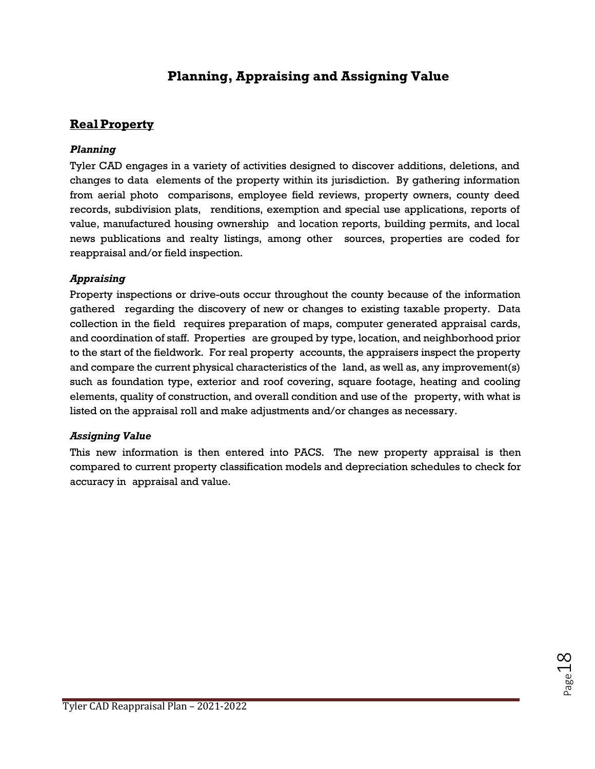# Planning, Appraising and Assigning Value

## Real Property

### *Planning*

Tyler CAD engages in a variety of activities designed to discover additions, deletions, and changes to data elements of the property within its jurisdiction. By gathering information from aerial photo comparisons, employee field reviews, property owners, county deed records, subdivision plats, renditions, exemption and special use applications, reports of value, manufactured housing ownership and location reports, building permits, and local news publications and realty listings, among other sources, properties are coded for reappraisal and/or field inspection.

### *Appraising*

Property inspections or drive-outs occur throughout the county because of the information gathered regarding the discovery of new or changes to existing taxable property. Data collection in the field requires preparation of maps, computer generated appraisal cards, and coordination of staff. Properties are grouped by type, location, and neighborhood prior to the start of the fieldwork. For real property accounts, the appraisers inspect the property and compare the current physical characteristics of the land, as well as, any improvement(s) such as foundation type, exterior and roof covering, square footage, heating and cooling elements, quality of construction, and overall condition and use of the property, with what is listed on the appraisal roll and make adjustments and/or changes as necessary.

### *Assigning Value*

This new information is then entered into PACS. The new property appraisal is then compared to current property classification models and depreciation schedules to check for accuracy in appraisal and value.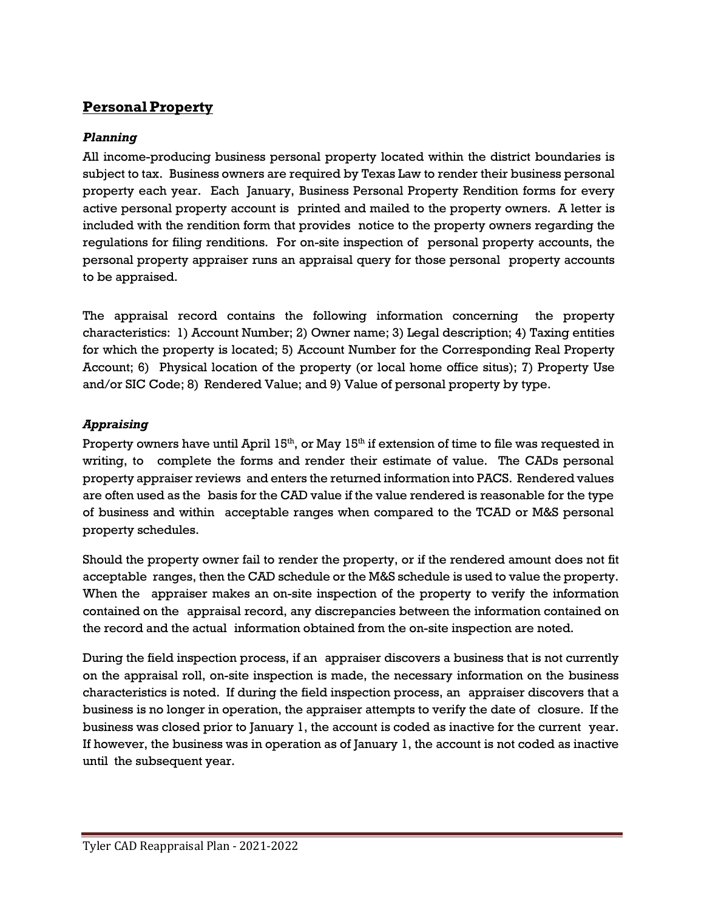## Personal Property

### *Planning*

All income-producing business personal property located within the district boundaries is subject to tax. Business owners are required by Texas Law to render their business personal property each year. Each January, Business Personal Property Rendition forms for every active personal property account is printed and mailed to the property owners. A letter is included with the rendition form that provides notice to the property owners regarding the regulations for filing renditions. For on-site inspection of personal property accounts, the personal property appraiser runs an appraisal query for those personal property accounts to be appraised.

The appraisal record contains the following information concerning the property characteristics: 1) Account Number; 2) Owner name; 3) Legal description; 4) Taxing entities for which the property is located; 5) Account Number for the Corresponding Real Property Account; 6) Physical location of the property (or local home office situs); 7) Property Use and/or SIC Code; 8) Rendered Value; and 9) Value of personal property by type.

### *Appraising*

Property owners have until April 15th, or May 15th if extension of time to file was requested in writing, to complete the forms and render their estimate of value. The CADs personal property appraiser reviews and enters the returned information into PACS. Rendered values are often used as the basis for the CAD value if the value rendered is reasonable for the type of business and within acceptable ranges when compared to the TCAD or M&S personal property schedules.

Should the property owner fail to render the property, or if the rendered amount does not fit acceptable ranges, then the CAD schedule or the M&S schedule is used to value the property. When the appraiser makes an on-site inspection of the property to verify the information contained on the appraisal record, any discrepancies between the information contained on the record and the actual information obtained from the on-site inspection are noted.

During the field inspection process, if an appraiser discovers a business that is not currently on the appraisal roll, on-site inspection is made, the necessary information on the business characteristics is noted. If during the field inspection process, an appraiser discovers that a business is no longer in operation, the appraiser attempts to verify the date of closure. If the business was closed prior to January 1, the account is coded as inactive for the current year. If however, the business was in operation as of January 1, the account is not coded as inactive until the subsequent year.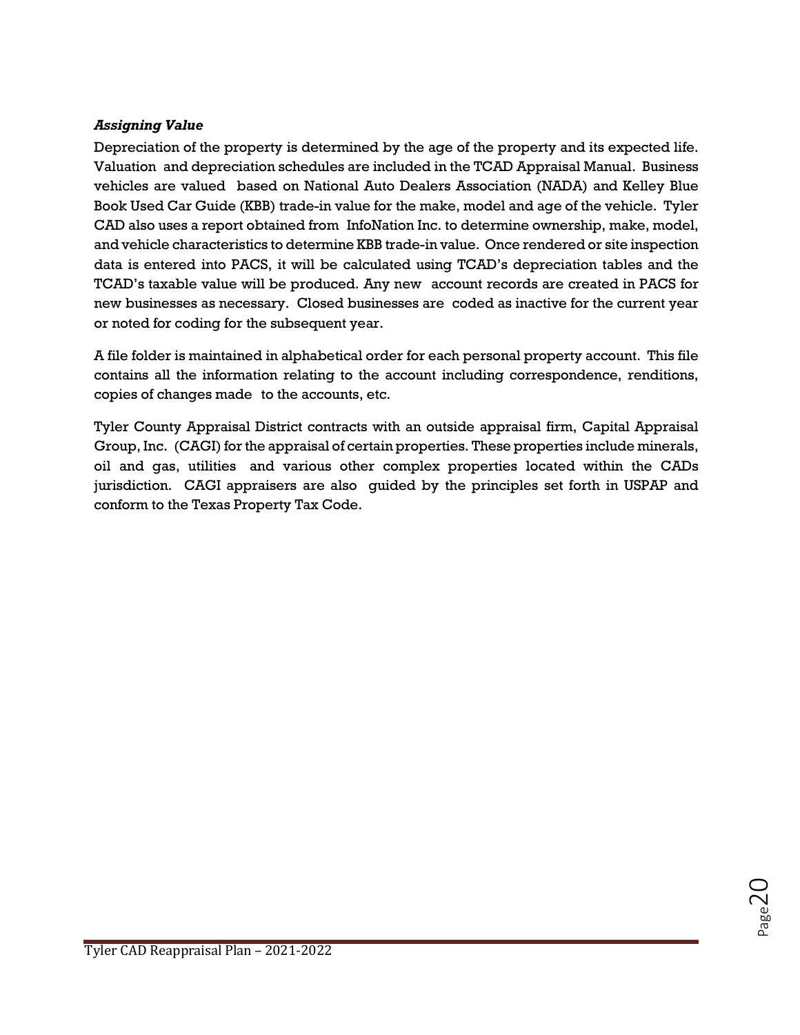### *Assigning Value*

Depreciation of the property is determined by the age of the property and its expected life. Valuation and depreciation schedules are included in the TCAD Appraisal Manual. Business vehicles are valued based on National Auto Dealers Association (NADA) and Kelley Blue Book Used Car Guide (KBB) trade-in value for the make, model and age of the vehicle. Tyler CAD also uses a report obtained from InfoNation Inc. to determine ownership, make, model, and vehicle characteristics to determine KBB trade-in value. Once rendered or site inspection data is entered into PACS, it will be calculated using TCAD's depreciation tables and the TCAD's taxable value will be produced. Any new account records are created in PACS for new businesses as necessary. Closed businesses are coded as inactive for the current year or noted for coding for the subsequent year.

A file folder is maintained in alphabetical order for each personal property account. This file contains all the information relating to the account including correspondence, renditions, copies of changes made to the accounts, etc.

Tyler County Appraisal District contracts with an outside appraisal firm, Capital Appraisal Group, Inc. (CAGI) for the appraisal of certain properties. These properties include minerals, oil and gas, utilities and various other complex properties located within the CADs jurisdiction. CAGI appraisers are also guided by the principles set forth in USPAP and conform to the Texas Property Tax Code.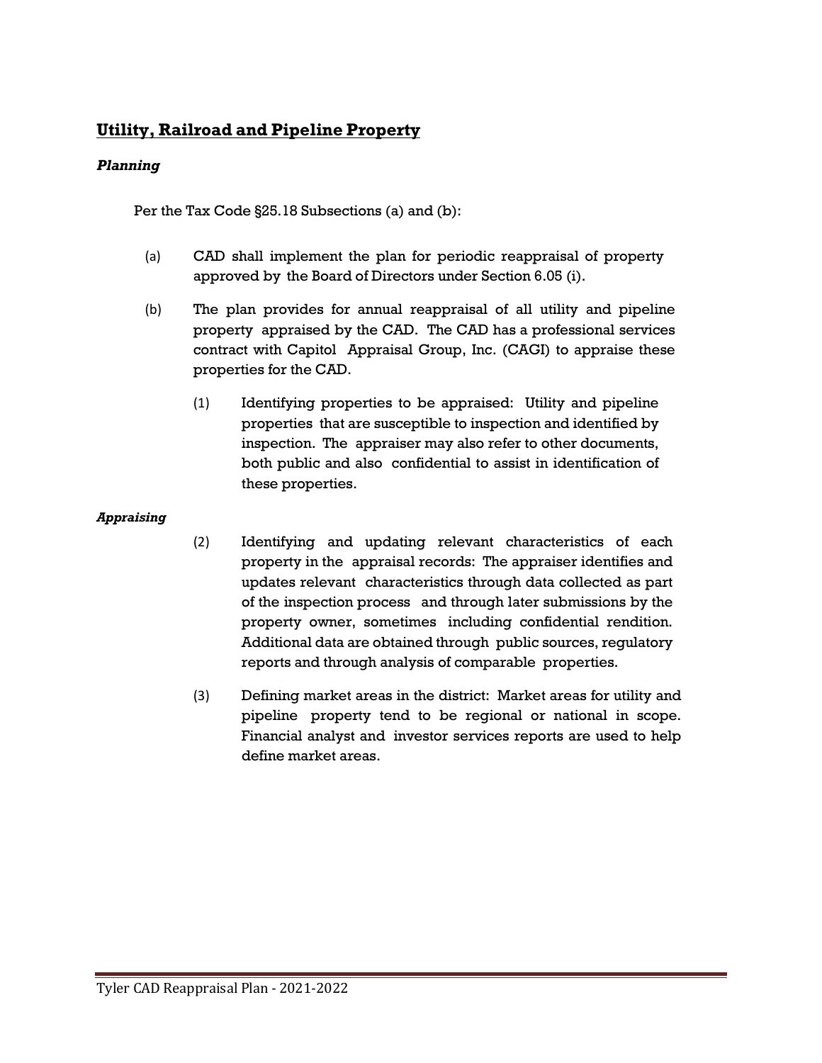## Utility, Railroad and Pipeline Property

### *Planning*

Per the Tax Code §25.18 Subsections (a) and (b):

(a) CAD shall implement the plan for periodic reappraisal of property approved by the Board of Directors under Section 6.05 (i).

(b) The plan provides for annual reappraisal of all utility and pipeline property appraised by the CAD. The CAD has a professional services contract with Capitol Appraisal Group, Inc. (CAGI) to appraise these properties for the CAD.

(1) Identifying properties to be appraised: Utility and pipeline properties that are susceptible to inspection and identified by inspection. The appraiser may also refer to other documents, both public and also confidential to assist in identification of these properties.

### *Appraising*

(2) Identifying and updating relevant characteristics of each property in the appraisal records: The appraiser identifies and updates relevant characteristics through data collected as part of the inspection process and through later submissions by the property owner, sometimes including confidential rendition. Additional data are obtained through public sources, regulatory reports and through analysis of comparable properties.

(3) Defining market areas in the district: Market areas for utility and pipeline property tend to be regional or national in scope. Financial analyst and investor services reports are used to help define market areas.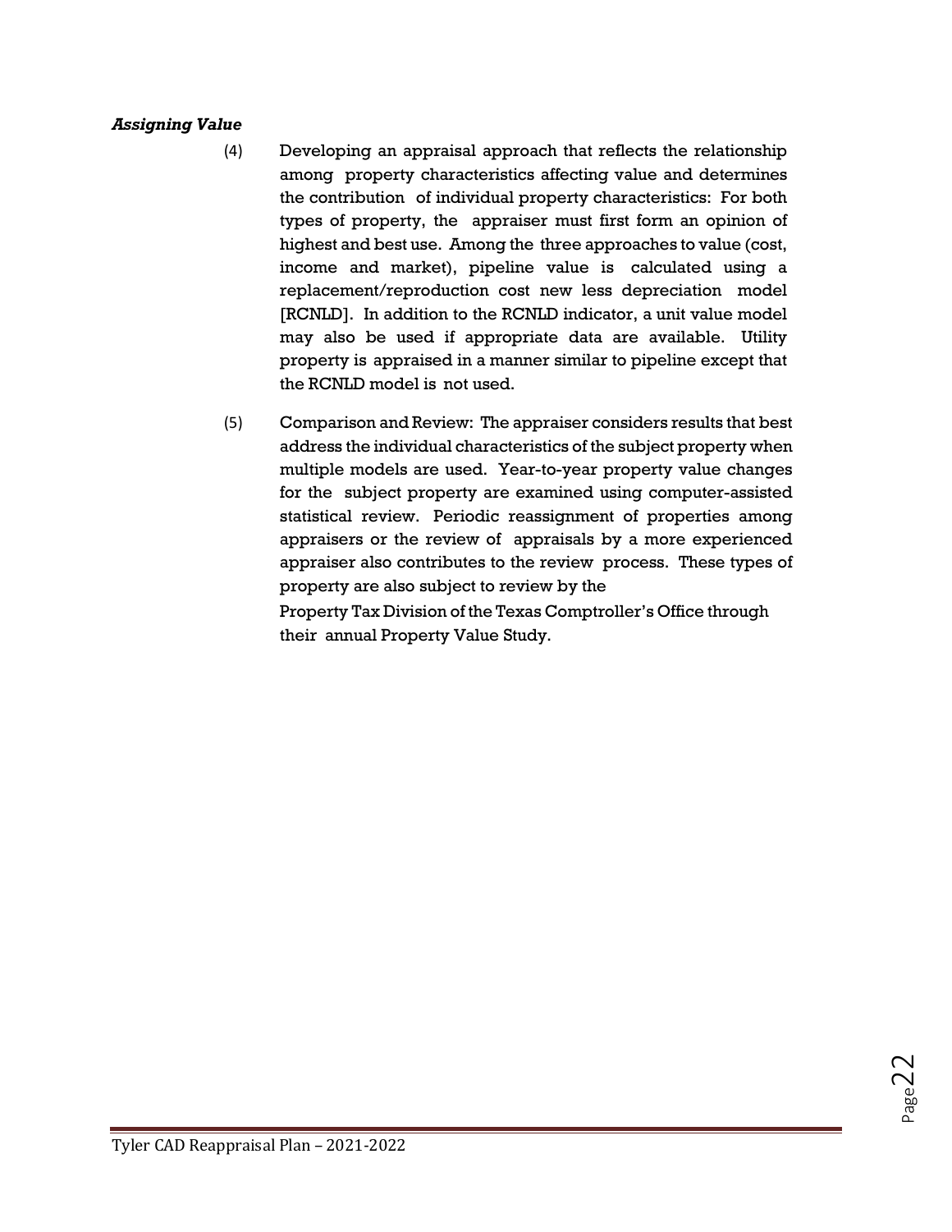***Assigning Value***

(4) Developing an appraisal approach that reflects the relationship among property characteristics affecting value and determines the contribution of individual property characteristics: For both types of property, the appraiser must first form an opinion of highest and best use. Among the three approaches to value (cost, income and market), pipeline value is calculated using a replacement/reproduction cost new less depreciation model [RCNLD]. In addition to the RCNLD indicator, a unit value model may also be used if appropriate data are available. Utility property is appraised in a manner similar to pipeline except that the RCNLD model is not used.

(5) Comparison and Review: The appraiser considers results that best address the individual characteristics of the subject property when multiple models are used. Year-to-year property value changes for the subject property are examined using computer-assisted statistical review. Periodic reassignment of properties among appraisers or the review of appraisals by a more experienced appraiser also contributes to the review process. These types of property are also subject to review by the Property Tax Division of the Texas Comptroller's Office through their annual Property Value Study.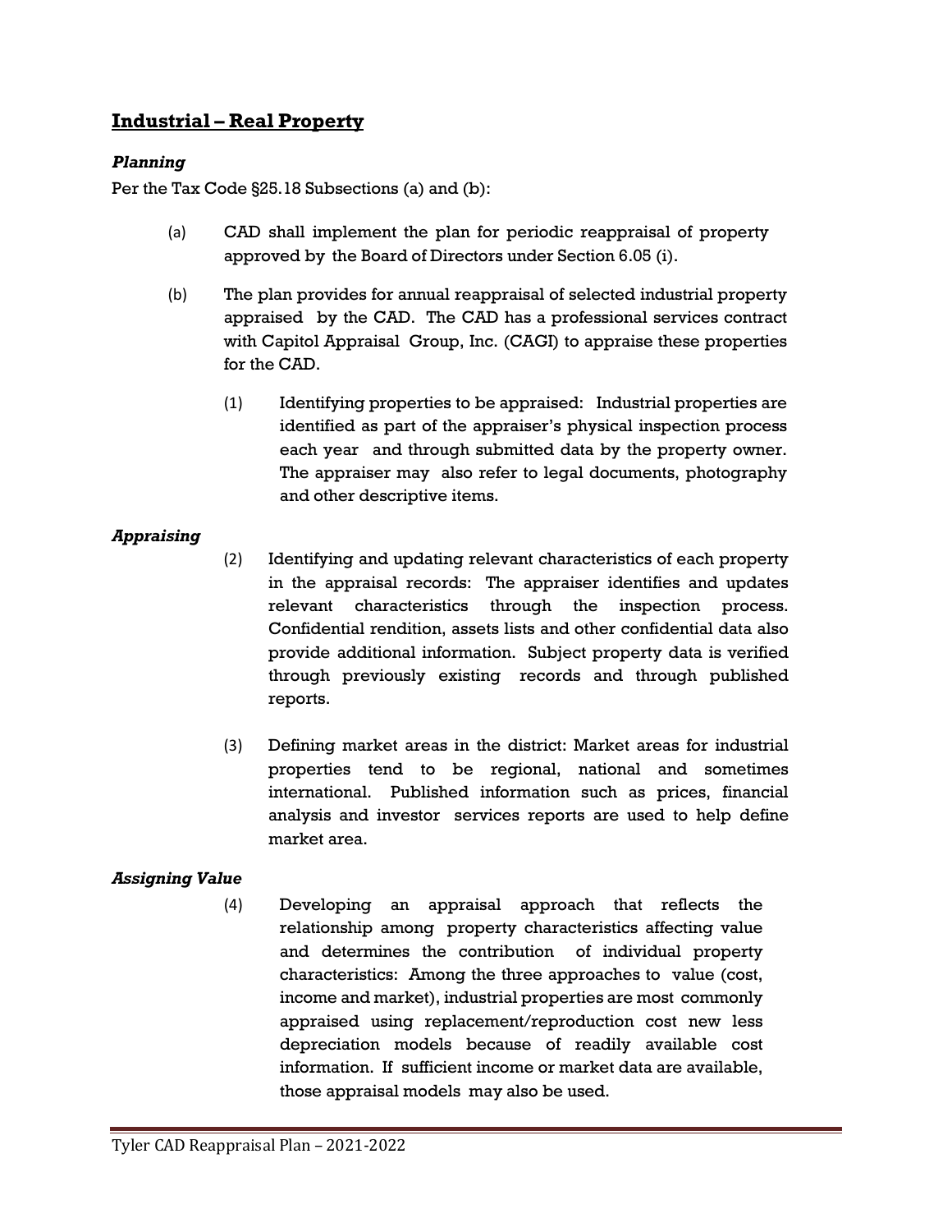## Industrial – Real Property

### *Planning*

Per the Tax Code §25.18 Subsections (a) and (b):

(a) CAD shall implement the plan for periodic reappraisal of property approved by the Board of Directors under Section 6.05 (i).

(b) The plan provides for annual reappraisal of selected industrial property appraised by the CAD. The CAD has a professional services contract with Capitol Appraisal Group, Inc. (CAGI) to appraise these properties for the CAD.

(1) Identifying properties to be appraised: Industrial properties are identified as part of the appraiser's physical inspection process each year and through submitted data by the property owner. The appraiser may also refer to legal documents, photography and other descriptive items.

### *Appraising*

(2) Identifying and updating relevant characteristics of each property in the appraisal records: The appraiser identifies and updates relevant characteristics through the inspection process. Confidential rendition, assets lists and other confidential data also provide additional information. Subject property data is verified through previously existing records and through published reports.

(3) Defining market areas in the district: Market areas for industrial properties tend to be regional, national and sometimes international. Published information such as prices, financial analysis and investor services reports are used to help define market area.

### *Assigning Value*

(4) Developing an appraisal approach that reflects the relationship among property characteristics affecting value and determines the contribution of individual property characteristics: Among the three approaches to value (cost, income and market), industrial properties are most commonly appraised using replacement/reproduction cost new less depreciation models because of readily available cost information. If sufficient income or market data are available, those appraisal models may also be used.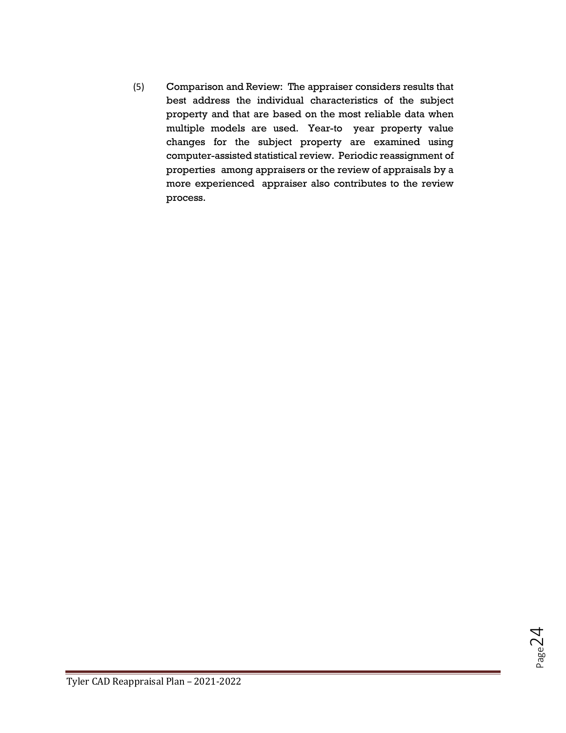(5) Comparison and Review: The appraiser considers results that best address the individual characteristics of the subject property and that are based on the most reliable data when multiple models are used. Year-to year property value changes for the subject property are examined using computer-assisted statistical review. Periodic reassignment of properties among appraisers or the review of appraisals by a more experienced appraiser also contributes to the review process.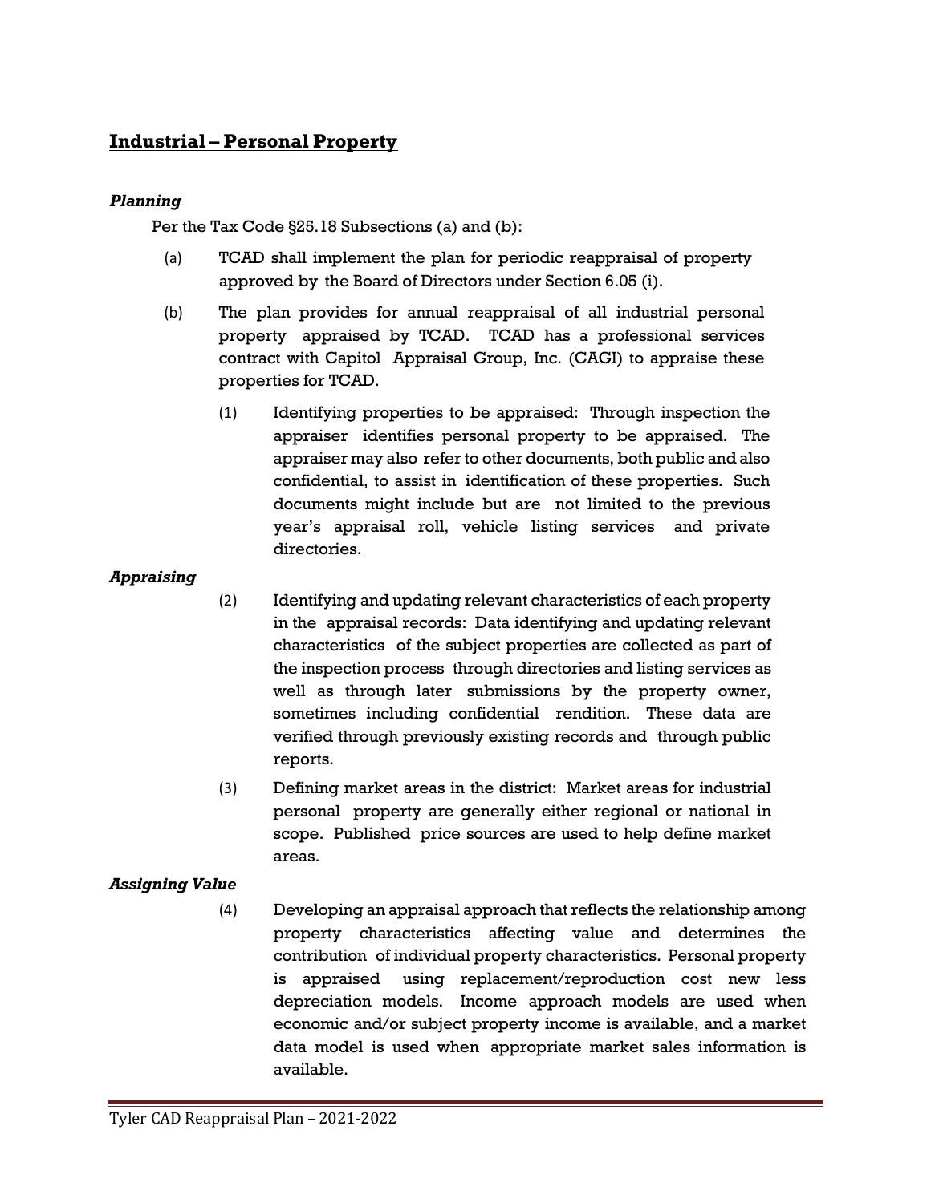## Industrial – Personal Property

***Planning***

Per the Tax Code §25.18 Subsections (a) and (b):

(a) TCAD shall implement the plan for periodic reappraisal of property approved by the Board of Directors under Section 6.05 (i).

(b) The plan provides for annual reappraisal of all industrial personal property appraised by TCAD. TCAD has a professional services contract with Capitol Appraisal Group, Inc. (CAGI) to appraise these properties for TCAD.

(1) Identifying properties to be appraised: Through inspection the appraiser identifies personal property to be appraised. The appraiser may also refer to other documents, both public and also confidential, to assist in identification of these properties. Such documents might include but are not limited to the previous year's appraisal roll, vehicle listing services and private directories.

***Appraising***

(2) Identifying and updating relevant characteristics of each property in the appraisal records: Data identifying and updating relevant characteristics of the subject properties are collected as part of the inspection process through directories and listing services as well as through later submissions by the property owner, sometimes including confidential rendition. These data are verified through previously existing records and through public reports.

(3) Defining market areas in the district: Market areas for industrial personal property are generally either regional or national in scope. Published price sources are used to help define market areas.

***Assigning Value***

(4) Developing an appraisal approach that reflects the relationship among property characteristics affecting value and determines the contribution of individual property characteristics. Personal property is appraised using replacement/reproduction cost new less depreciation models. Income approach models are used when economic and/or subject property income is available, and a market data model is used when appropriate market sales information is available.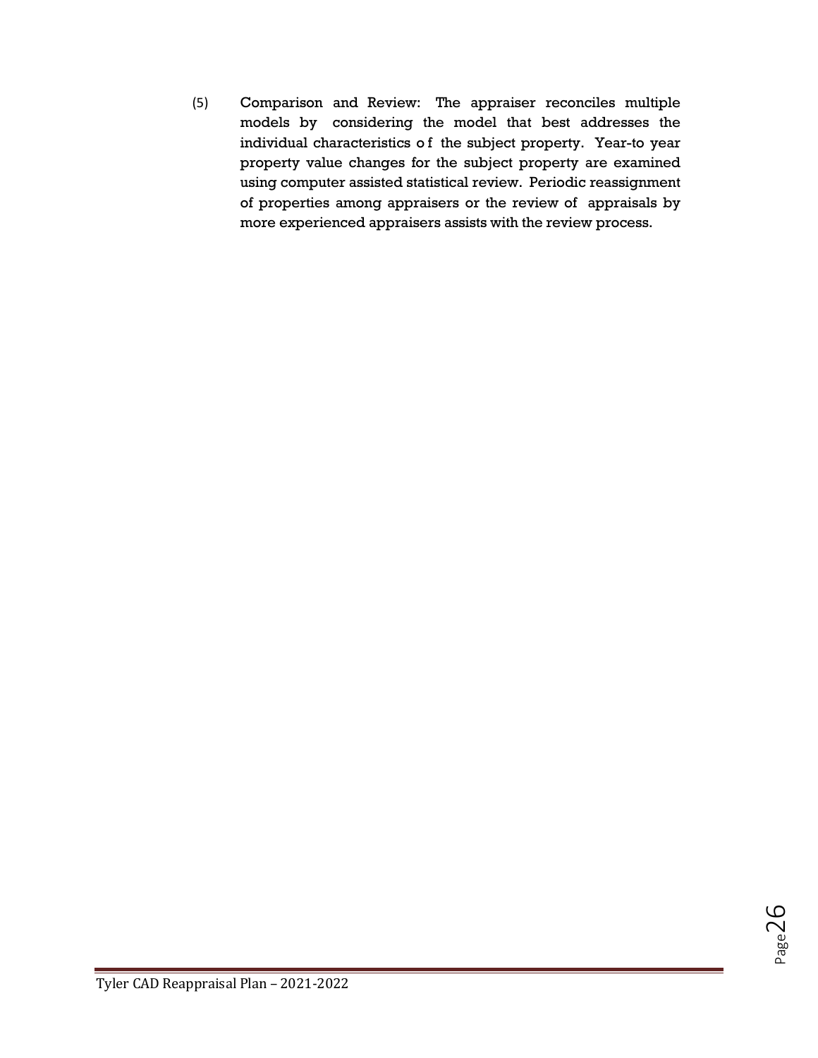(5) Comparison and Review: The appraiser reconciles multiple models by considering the model that best addresses the individual characteristics of the subject property. Year-to year property value changes for the subject property are examined using computer assisted statistical review. Periodic reassignment of properties among appraisers or the review of appraisals by more experienced appraisers assists with the review process.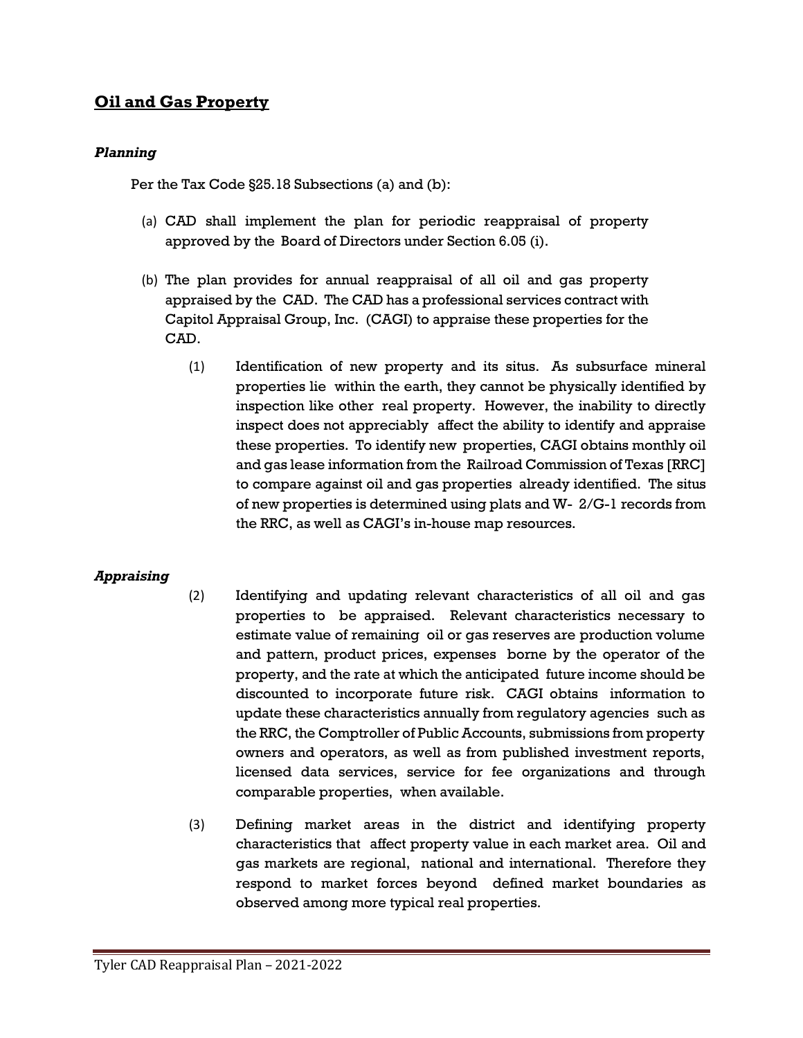## Oil and Gas Property

### *Planning*

Per the Tax Code §25.18 Subsections (a) and (b):

(a) CAD shall implement the plan for periodic reappraisal of property approved by the Board of Directors under Section 6.05 (i).

(b) The plan provides for annual reappraisal of all oil and gas property appraised by the CAD. The CAD has a professional services contract with Capitol Appraisal Group, Inc. (CAGI) to appraise these properties for the CAD.

(1) Identification of new property and its situs. As subsurface mineral properties lie within the earth, they cannot be physically identified by inspection like other real property. However, the inability to directly inspect does not appreciably affect the ability to identify and appraise these properties. To identify new properties, CAGI obtains monthly oil and gas lease information from the Railroad Commission of Texas [RRC] to compare against oil and gas properties already identified. The situs of new properties is determined using plats and W- 2/G-1 records from the RRC, as well as CAGI's in-house map resources.

### *Appraising*

(2) Identifying and updating relevant characteristics of all oil and gas properties to be appraised. Relevant characteristics necessary to estimate value of remaining oil or gas reserves are production volume and pattern, product prices, expenses borne by the operator of the property, and the rate at which the anticipated future income should be discounted to incorporate future risk. CAGI obtains information to update these characteristics annually from regulatory agencies such as the RRC, the Comptroller of Public Accounts, submissions from property owners and operators, as well as from published investment reports, licensed data services, service for fee organizations and through comparable properties, when available.

(3) Defining market areas in the district and identifying property characteristics that affect property value in each market area. Oil and gas markets are regional, national and international. Therefore they respond to market forces beyond defined market boundaries as observed among more typical real properties.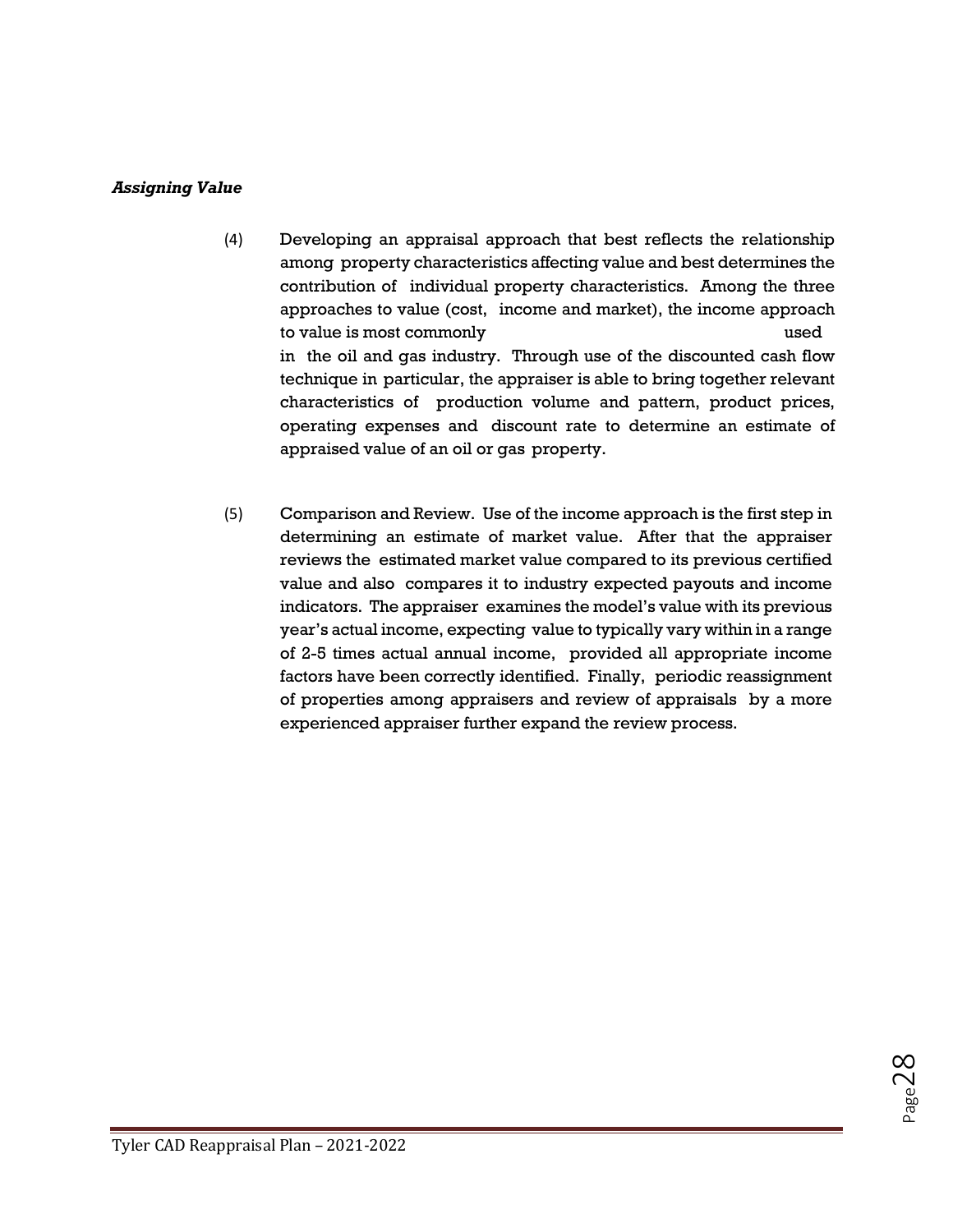***Assigning Value***

(4) Developing an appraisal approach that best reflects the relationship among property characteristics affecting value and best determines the contribution of individual property characteristics. Among the three approaches to value (cost, income and market), the income approach to value is most commonly used in the oil and gas industry. Through use of the discounted cash flow technique in particular, the appraiser is able to bring together relevant characteristics of production volume and pattern, product prices, operating expenses and discount rate to determine an estimate of appraised value of an oil or gas property.

(5) Comparison and Review. Use of the income approach is the first step in determining an estimate of market value. After that the appraiser reviews the estimated market value compared to its previous certified value and also compares it to industry expected payouts and income indicators. The appraiser examines the model's value with its previous year's actual income, expecting value to typically vary within in a range of 2-5 times actual annual income, provided all appropriate income factors have been correctly identified. Finally, periodic reassignment of properties among appraisers and review of appraisals by a more experienced appraiser further expand the review process.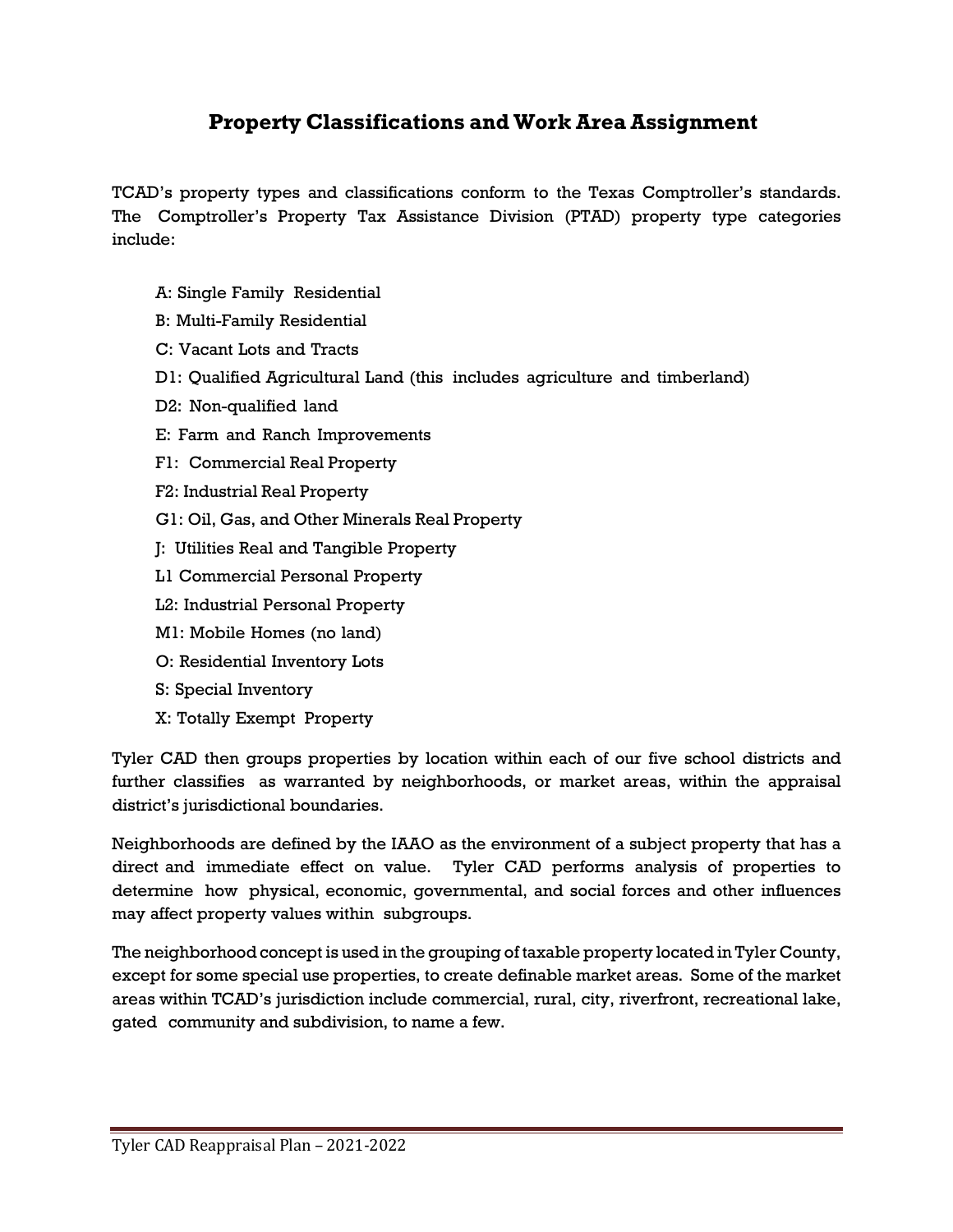## Property Classifications and Work Area Assignment

TCAD's property types and classifications conform to the Texas Comptroller's standards. The Comptroller's Property Tax Assistance Division (PTAD) property type categories include:

- A: Single Family Residential
- B: Multi-Family Residential
- C: Vacant Lots and Tracts
- D1: Qualified Agricultural Land (this includes agriculture and timberland)
- D2: Non-qualified land
- E: Farm and Ranch Improvements
- F1: Commercial Real Property
- F2: Industrial Real Property
- G1: Oil, Gas, and Other Minerals Real Property
- J: Utilities Real and Tangible Property
- L1 Commercial Personal Property
- L2: Industrial Personal Property
- M1: Mobile Homes (no land)
- O: Residential Inventory Lots
- S: Special Inventory
- X: Totally Exempt Property

Tyler CAD then groups properties by location within each of our five school districts and further classifies as warranted by neighborhoods, or market areas, within the appraisal district's jurisdictional boundaries.

Neighborhoods are defined by the IAAO as the environment of a subject property that has a direct and immediate effect on value. Tyler CAD performs analysis of properties to determine how physical, economic, governmental, and social forces and other influences may affect property values within subgroups.

The neighborhood concept is used in the grouping of taxable property located in Tyler County, except for some special use properties, to create definable market areas. Some of the market areas within TCAD's jurisdiction include commercial, rural, city, riverfront, recreational lake, gated community and subdivision, to name a few.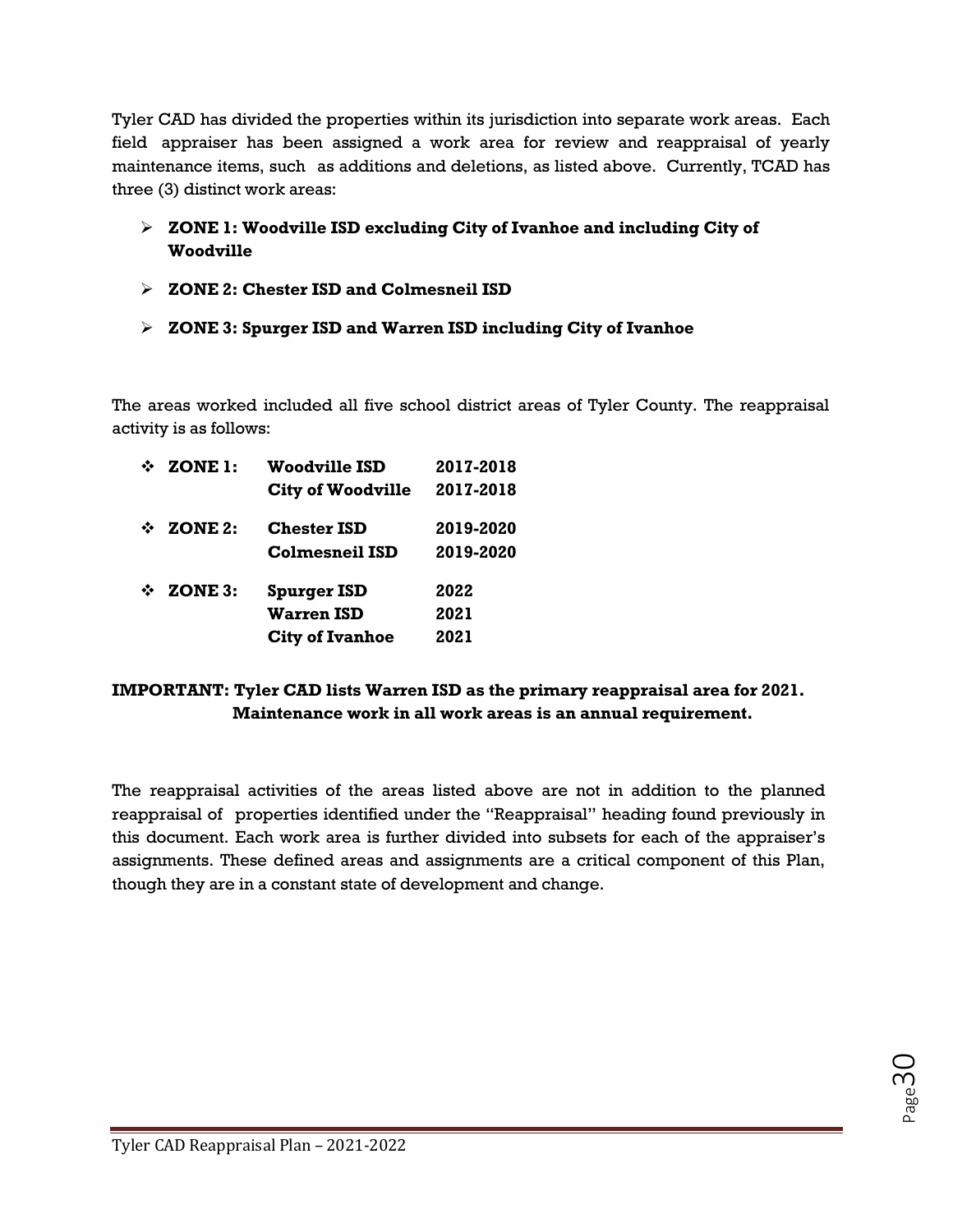Tyler CAD has divided the properties within its jurisdiction into separate work areas. Each field appraiser has been assigned a work area for review and reappraisal of yearly maintenance items, such as additions and deletions, as listed above. Currently, TCAD has three (3) distinct work areas:

- **ZONE 1: Woodville ISD excluding City of Ivanhoe and including City of Woodville**
- **ZONE 2: Chester ISD and Colmesneil ISD**
- **ZONE 3: Spurger ISD and Warren ISD including City of Ivanhoe**

The areas worked included all five school district areas of Tyler County. The reappraisal activity is as follows:

| Zone | Area | Year |
|---|---|---|
| **ZONE 1:** | **Woodville ISD** | **2017-2018** |
| | **City of Woodville** | **2017-2018** |
| **ZONE 2:** | **Chester ISD** | **2019-2020** |
| | **Colmesneil ISD** | **2019-2020** |
| **ZONE 3:** | **Spurger ISD** | **2022** |
| | **Warren ISD** | **2021** |
| | **City of Ivanhoe** | **2021** |

**IMPORTANT: Tyler CAD lists Warren ISD as the primary reappraisal area for 2021. Maintenance work in all work areas is an annual requirement.**

The reappraisal activities of the areas listed above are not in addition to the planned reappraisal of properties identified under the "Reappraisal" heading found previously in this document. Each work area is further divided into subsets for each of the appraiser's assignments. These defined areas and assignments are a critical component of this Plan, though they are in a constant state of development and change.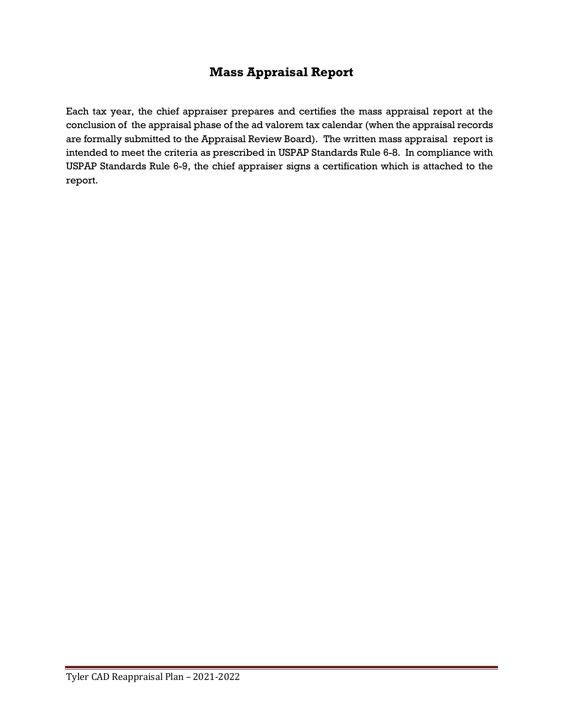# Mass Appraisal Report

Each tax year, the chief appraiser prepares and certifies the mass appraisal report at the conclusion of the appraisal phase of the ad valorem tax calendar (when the appraisal records are formally submitted to the Appraisal Review Board). The written mass appraisal report is intended to meet the criteria as prescribed in USPAP Standards Rule 6-8. In compliance with USPAP Standards Rule 6-9, the chief appraiser signs a certification which is attached to the report.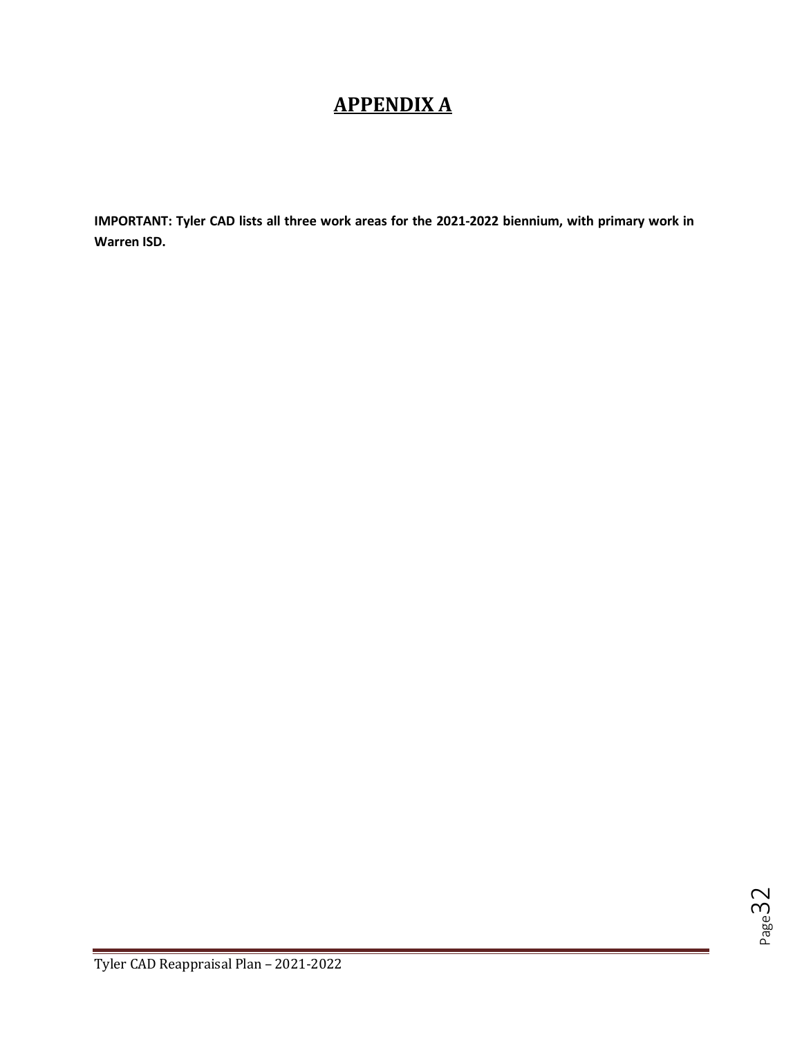# APPENDIX A

**IMPORTANT: Tyler CAD lists all three work areas for the 2021-2022 biennium, with primary work in Warren ISD.**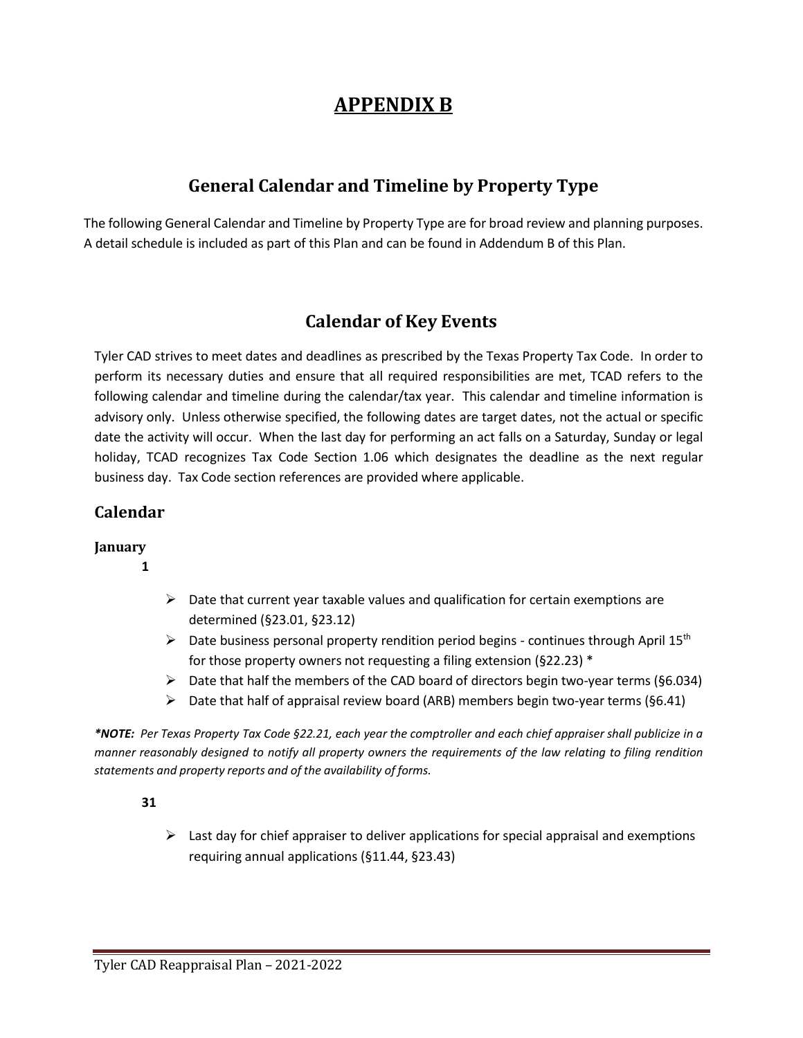# APPENDIX B

## General Calendar and Timeline by Property Type

The following General Calendar and Timeline by Property Type are for broad review and planning purposes. A detail schedule is included as part of this Plan and can be found in Addendum B of this Plan.

## Calendar of Key Events

Tyler CAD strives to meet dates and deadlines as prescribed by the Texas Property Tax Code. In order to perform its necessary duties and ensure that all required responsibilities are met, TCAD refers to the following calendar and timeline during the calendar/tax year. This calendar and timeline information is advisory only. Unless otherwise specified, the following dates are target dates, not the actual or specific date the activity will occur. When the last day for performing an act falls on a Saturday, Sunday or legal holiday, TCAD recognizes Tax Code Section 1.06 which designates the deadline as the next regular business day. Tax Code section references are provided where applicable.

### Calendar

**January**

**1**

- Date that current year taxable values and qualification for certain exemptions are determined (§23.01, §23.12)
- Date business personal property rendition period begins - continues through April 15th for those property owners not requesting a filing extension (§22.23) *
- Date that half the members of the CAD board of directors begin two-year terms (§6.034)
- Date that half of appraisal review board (ARB) members begin two-year terms (§6.41)

***NOTE:** *Per Texas Property Tax Code §22.21, each year the comptroller and each chief appraiser shall publicize in a manner reasonably designed to notify all property owners the requirements of the law relating to filing rendition statements and property reports and of the availability of forms.*

**31**

- Last day for chief appraiser to deliver applications for special appraisal and exemptions requiring annual applications (§11.44, §23.43)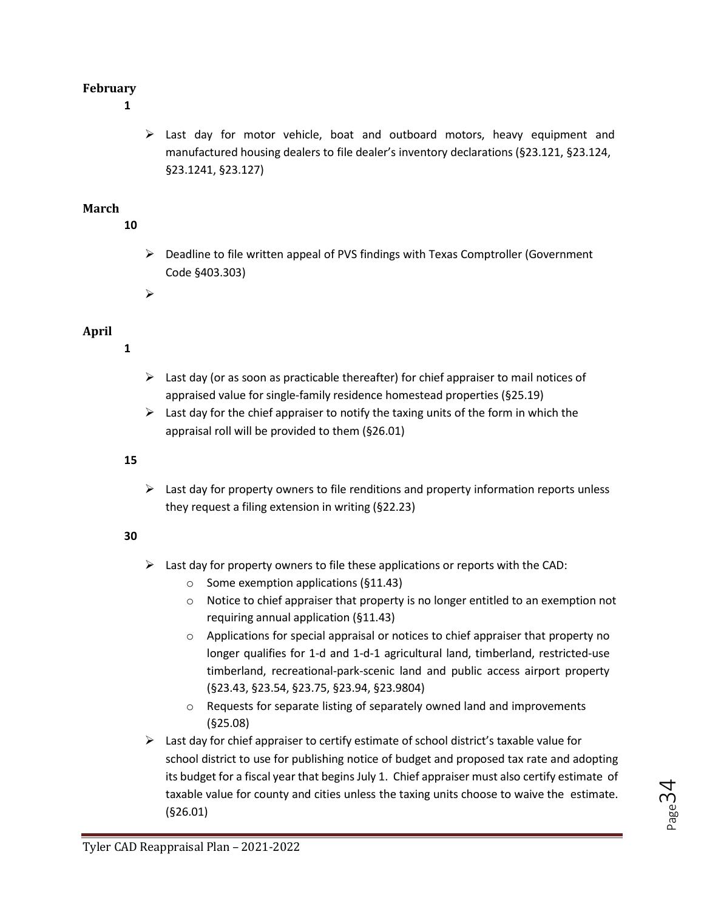**February**

**1**

- Last day for motor vehicle, boat and outboard motors, heavy equipment and manufactured housing dealers to file dealer's inventory declarations (§23.121, §23.124, §23.1241, §23.127)

**March**

**10**

- Deadline to file written appeal of PVS findings with Texas Comptroller (Government Code §403.303)
-

**April**

**1**

- Last day (or as soon as practicable thereafter) for chief appraiser to mail notices of appraised value for single-family residence homestead properties (§25.19)
- Last day for the chief appraiser to notify the taxing units of the form in which the appraisal roll will be provided to them (§26.01)

**15**

- Last day for property owners to file renditions and property information reports unless they request a filing extension in writing (§22.23)

**30**

- Last day for property owners to file these applications or reports with the CAD:
  - Some exemption applications (§11.43)
  - Notice to chief appraiser that property is no longer entitled to an exemption not requiring annual application (§11.43)
  - Applications for special appraisal or notices to chief appraiser that property no longer qualifies for 1-d and 1-d-1 agricultural land, timberland, restricted-use timberland, recreational-park-scenic land and public access airport property (§23.43, §23.54, §23.75, §23.94, §23.9804)
  - Requests for separate listing of separately owned land and improvements (§25.08)
- Last day for chief appraiser to certify estimate of school district's taxable value for school district to use for publishing notice of budget and proposed tax rate and adopting its budget for a fiscal year that begins July 1. Chief appraiser must also certify estimate of taxable value for county and cities unless the taxing units choose to waive the estimate. (§26.01)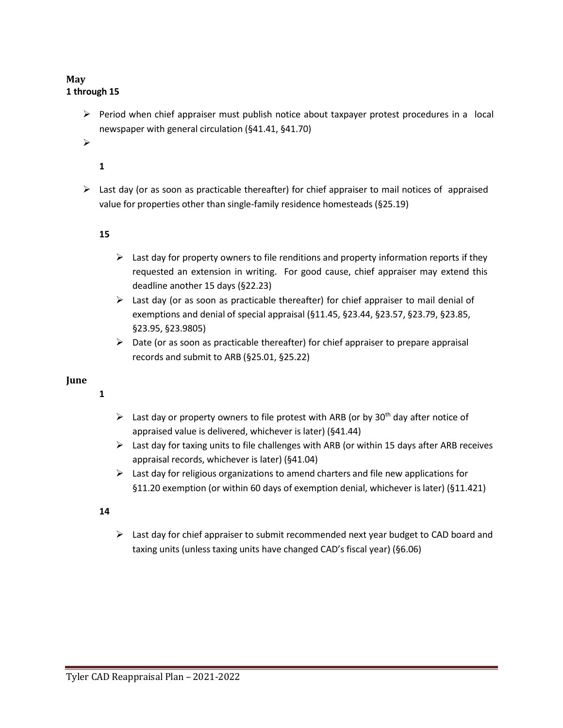**May**
**1 through 15**

- Period when chief appraiser must publish notice about taxpayer protest procedures in a local newspaper with general circulation (§41.41, §41.70)
- 

**1**

- Last day (or as soon as practicable thereafter) for chief appraiser to mail notices of appraised value for properties other than single-family residence homesteads (§25.19)

**15**

- Last day for property owners to file renditions and property information reports if they requested an extension in writing. For good cause, chief appraiser may extend this deadline another 15 days (§22.23)
- Last day (or as soon as practicable thereafter) for chief appraiser to mail denial of exemptions and denial of special appraisal (§11.45, §23.44, §23.57, §23.79, §23.85, §23.95, §23.9805)
- Date (or as soon as practicable thereafter) for chief appraiser to prepare appraisal records and submit to ARB (§25.01, §25.22)

**June**

**1**

- Last day or property owners to file protest with ARB (or by 30th day after notice of appraised value is delivered, whichever is later) (§41.44)
- Last day for taxing units to file challenges with ARB (or within 15 days after ARB receives appraisal records, whichever is later) (§41.04)
- Last day for religious organizations to amend charters and file new applications for §11.20 exemption (or within 60 days of exemption denial, whichever is later) (§11.421)

**14**

- Last day for chief appraiser to submit recommended next year budget to CAD board and taxing units (unless taxing units have changed CAD's fiscal year) (§6.06)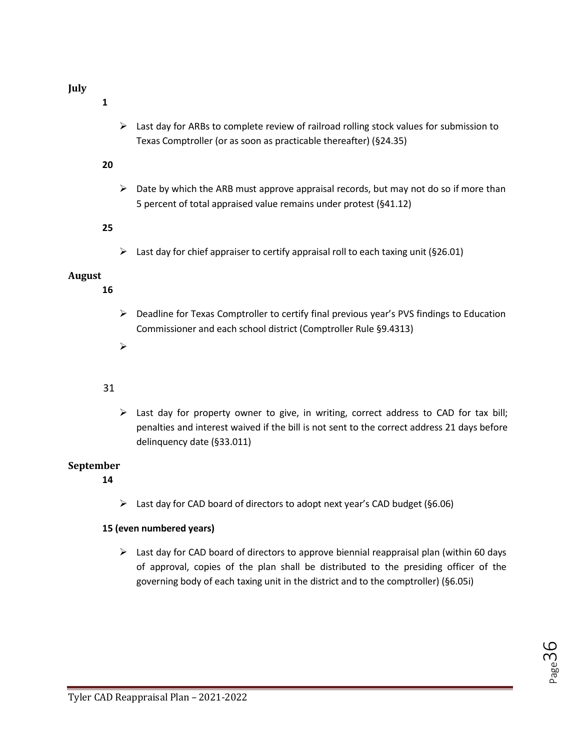**July**

**1**

- Last day for ARBs to complete review of railroad rolling stock values for submission to Texas Comptroller (or as soon as practicable thereafter) (§24.35)

**20**

- Date by which the ARB must approve appraisal records, but may not do so if more than 5 percent of total appraised value remains under protest (§41.12)

**25**

- Last day for chief appraiser to certify appraisal roll to each taxing unit (§26.01)

**August**

**16**

- Deadline for Texas Comptroller to certify final previous year's PVS findings to Education Commissioner and each school district (Comptroller Rule §9.4313)

31

- Last day for property owner to give, in writing, correct address to CAD for tax bill; penalties and interest waived if the bill is not sent to the correct address 21 days before delinquency date (§33.011)

**September**

**14**

- Last day for CAD board of directors to adopt next year's CAD budget (§6.06)

**15 (even numbered years)**

- Last day for CAD board of directors to approve biennial reappraisal plan (within 60 days of approval, copies of the plan shall be distributed to the presiding officer of the governing body of each taxing unit in the district and to the comptroller) (§6.05i)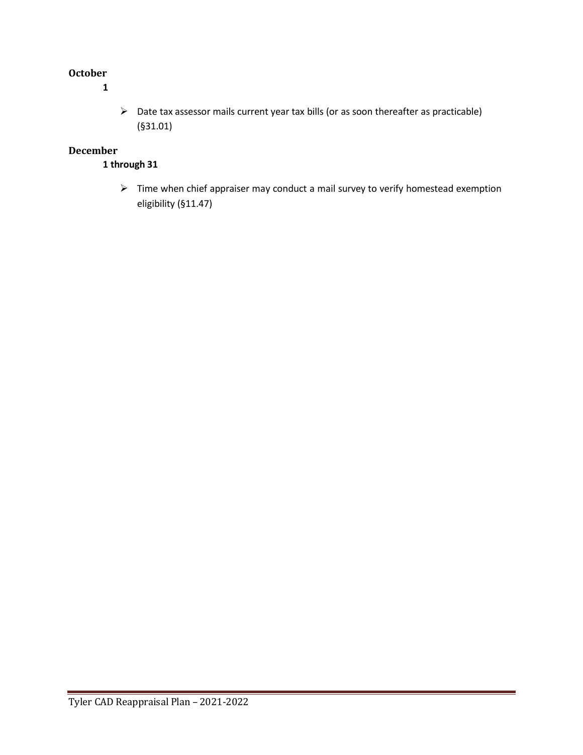**October**

**1**

- Date tax assessor mails current year tax bills (or as soon thereafter as practicable) (§31.01)

**December**

**1 through 31**

- Time when chief appraiser may conduct a mail survey to verify homestead exemption eligibility (§11.47)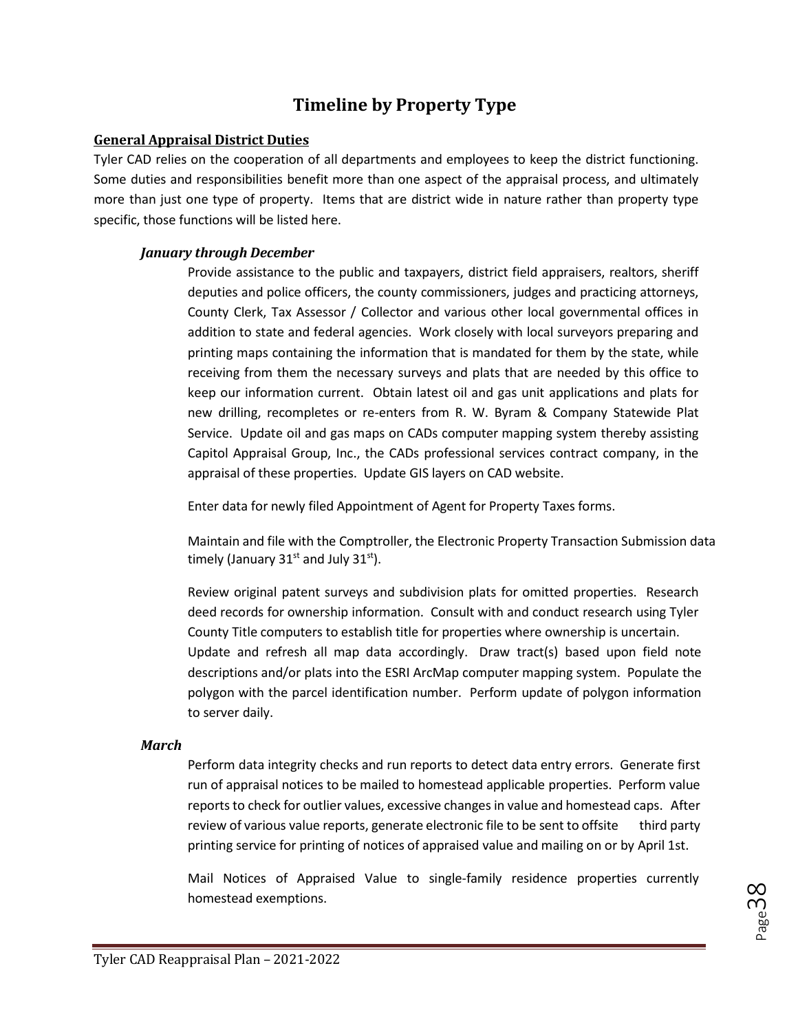# Timeline by Property Type

## General Appraisal District Duties

Tyler CAD relies on the cooperation of all departments and employees to keep the district functioning. Some duties and responsibilities benefit more than one aspect of the appraisal process, and ultimately more than just one type of property. Items that are district wide in nature rather than property type specific, those functions will be listed here.

### *January through December*

Provide assistance to the public and taxpayers, district field appraisers, realtors, sheriff deputies and police officers, the county commissioners, judges and practicing attorneys, County Clerk, Tax Assessor / Collector and various other local governmental offices in addition to state and federal agencies. Work closely with local surveyors preparing and printing maps containing the information that is mandated for them by the state, while receiving from them the necessary surveys and plats that are needed by this office to keep our information current. Obtain latest oil and gas unit applications and plats for new drilling, recompletes or re-enters from R. W. Byram & Company Statewide Plat Service. Update oil and gas maps on CADs computer mapping system thereby assisting Capitol Appraisal Group, Inc., the CADs professional services contract company, in the appraisal of these properties. Update GIS layers on CAD website.

Enter data for newly filed Appointment of Agent for Property Taxes forms.

Maintain and file with the Comptroller, the Electronic Property Transaction Submission data timely (January 31st and July 31st).

Review original patent surveys and subdivision plats for omitted properties. Research deed records for ownership information. Consult with and conduct research using Tyler County Title computers to establish title for properties where ownership is uncertain. Update and refresh all map data accordingly. Draw tract(s) based upon field note descriptions and/or plats into the ESRI ArcMap computer mapping system. Populate the polygon with the parcel identification number. Perform update of polygon information to server daily.

### *March*

Perform data integrity checks and run reports to detect data entry errors. Generate first run of appraisal notices to be mailed to homestead applicable properties. Perform value reports to check for outlier values, excessive changes in value and homestead caps. After review of various value reports, generate electronic file to be sent to offsite third party printing service for printing of notices of appraised value and mailing on or by April 1st.

Mail Notices of Appraised Value to single-family residence properties currently homestead exemptions.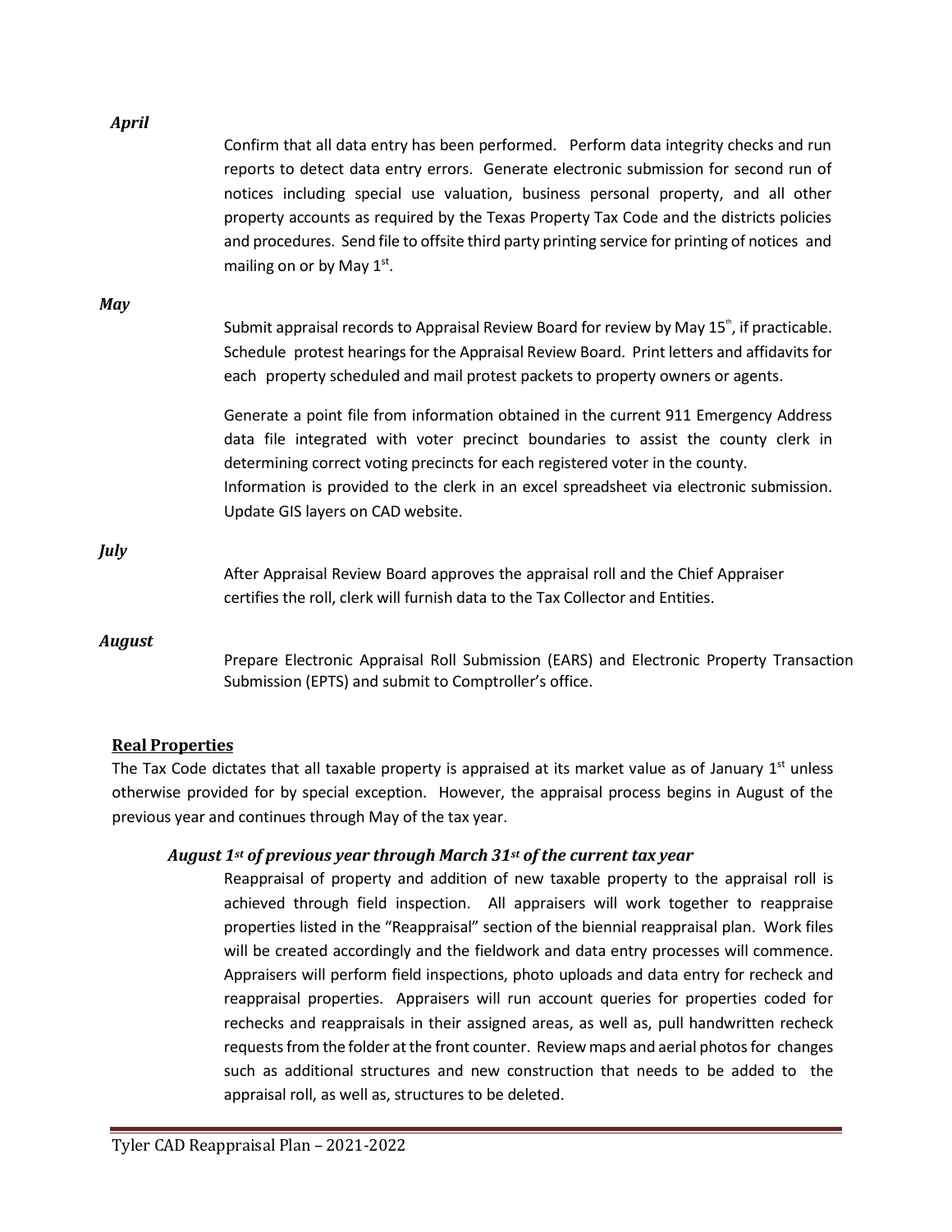*April*

Confirm that all data entry has been performed. Perform data integrity checks and run reports to detect data entry errors. Generate electronic submission for second run of notices including special use valuation, business personal property, and all other property accounts as required by the Texas Property Tax Code and the districts policies and procedures. Send file to offsite third party printing service for printing of notices and mailing on or by May 1st.

*May*

Submit appraisal records to Appraisal Review Board for review by May 15th, if practicable. Schedule protest hearings for the Appraisal Review Board. Print letters and affidavits for each property scheduled and mail protest packets to property owners or agents.

Generate a point file from information obtained in the current 911 Emergency Address data file integrated with voter precinct boundaries to assist the county clerk in determining correct voting precincts for each registered voter in the county. Information is provided to the clerk in an excel spreadsheet via electronic submission. Update GIS layers on CAD website.

*July*

After Appraisal Review Board approves the appraisal roll and the Chief Appraiser certifies the roll, clerk will furnish data to the Tax Collector and Entities.

*August*

Prepare Electronic Appraisal Roll Submission (EARS) and Electronic Property Transaction Submission (EPTS) and submit to Comptroller's office.

## Real Properties

The Tax Code dictates that all taxable property is appraised at its market value as of January 1st unless otherwise provided for by special exception. However, the appraisal process begins in August of the previous year and continues through May of the tax year.

### *August 1st of previous year through March 31st of the current tax year*

Reappraisal of property and addition of new taxable property to the appraisal roll is achieved through field inspection. All appraisers will work together to reappraise properties listed in the "Reappraisal" section of the biennial reappraisal plan. Work files will be created accordingly and the fieldwork and data entry processes will commence. Appraisers will perform field inspections, photo uploads and data entry for recheck and reappraisal properties. Appraisers will run account queries for properties coded for rechecks and reappraisals in their assigned areas, as well as, pull handwritten recheck requests from the folder at the front counter. Review maps and aerial photos for changes such as additional structures and new construction that needs to be added to the appraisal roll, as well as, structures to be deleted.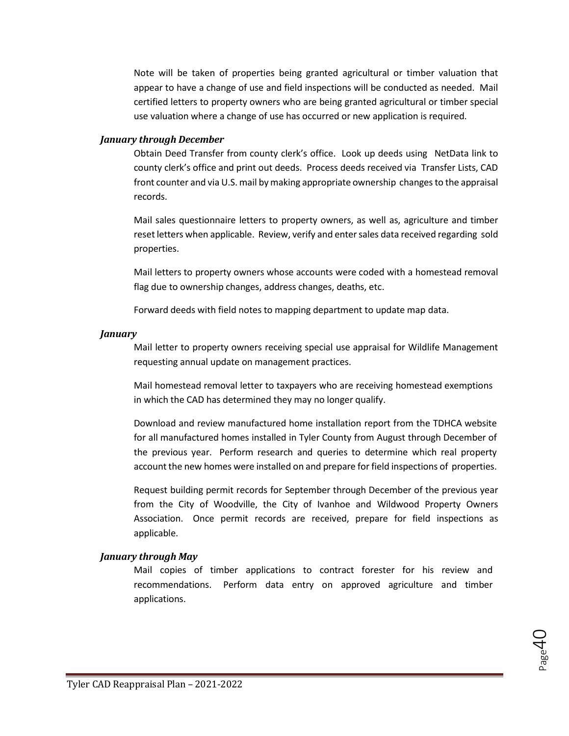Note will be taken of properties being granted agricultural or timber valuation that appear to have a change of use and field inspections will be conducted as needed. Mail certified letters to property owners who are being granted agricultural or timber special use valuation where a change of use has occurred or new application is required.

***January through December***

Obtain Deed Transfer from county clerk's office. Look up deeds using NetData link to county clerk's office and print out deeds. Process deeds received via Transfer Lists, CAD front counter and via U.S. mail by making appropriate ownership changes to the appraisal records.

Mail sales questionnaire letters to property owners, as well as, agriculture and timber reset letters when applicable. Review, verify and enter sales data received regarding sold properties.

Mail letters to property owners whose accounts were coded with a homestead removal flag due to ownership changes, address changes, deaths, etc.

Forward deeds with field notes to mapping department to update map data.

***January***

Mail letter to property owners receiving special use appraisal for Wildlife Management requesting annual update on management practices.

Mail homestead removal letter to taxpayers who are receiving homestead exemptions in which the CAD has determined they may no longer qualify.

Download and review manufactured home installation report from the TDHCA website for all manufactured homes installed in Tyler County from August through December of the previous year. Perform research and queries to determine which real property account the new homes were installed on and prepare for field inspections of properties.

Request building permit records for September through December of the previous year from the City of Woodville, the City of Ivanhoe and Wildwood Property Owners Association. Once permit records are received, prepare for field inspections as applicable.

***January through May***

Mail copies of timber applications to contract forester for his review and recommendations. Perform data entry on approved agriculture and timber applications.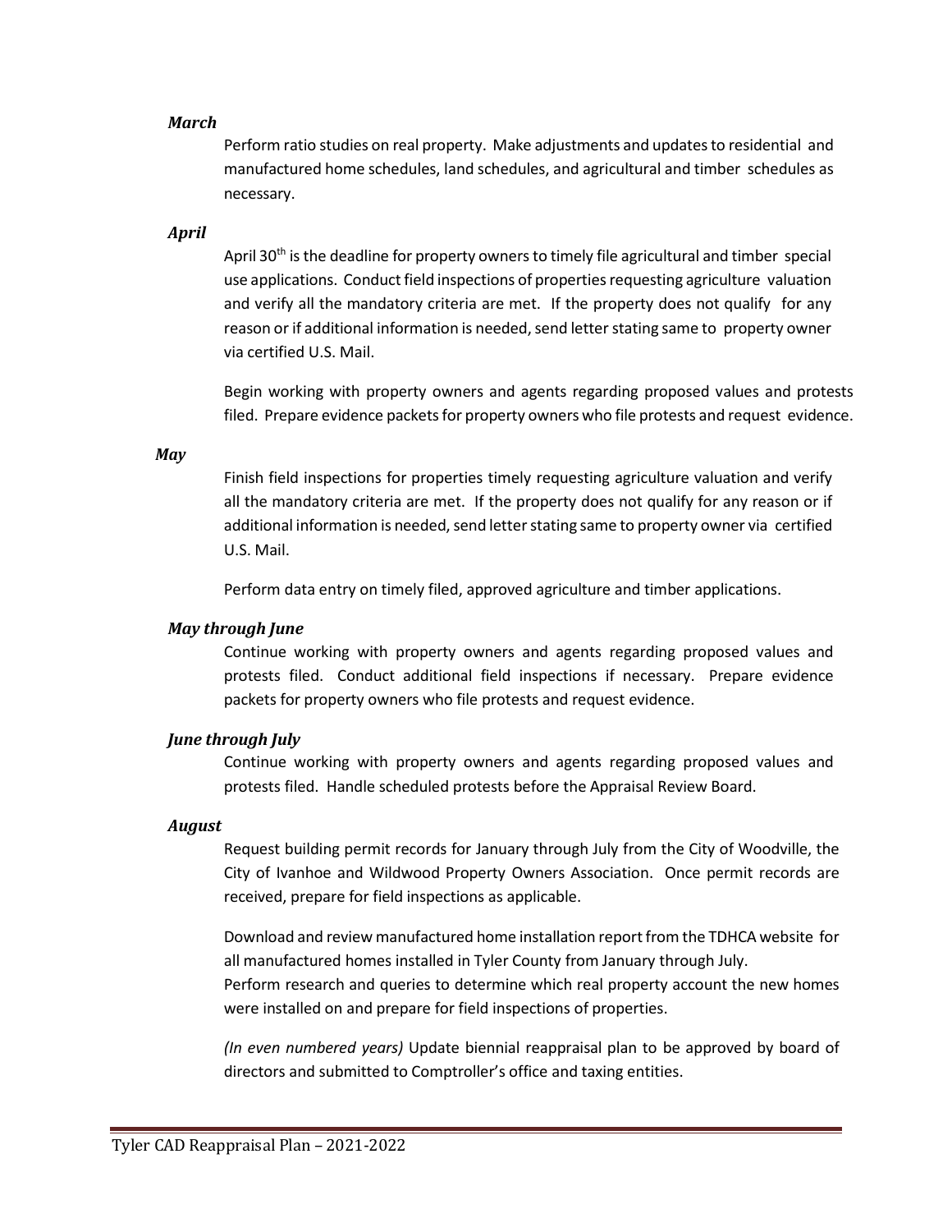*March*

Perform ratio studies on real property. Make adjustments and updates to residential and manufactured home schedules, land schedules, and agricultural and timber schedules as necessary.

*April*

April 30th is the deadline for property owners to timely file agricultural and timber special use applications. Conduct field inspections of properties requesting agriculture valuation and verify all the mandatory criteria are met. If the property does not qualify for any reason or if additional information is needed, send letter stating same to property owner via certified U.S. Mail.

Begin working with property owners and agents regarding proposed values and protests filed. Prepare evidence packets for property owners who file protests and request evidence.

*May*

Finish field inspections for properties timely requesting agriculture valuation and verify all the mandatory criteria are met. If the property does not qualify for any reason or if additional information is needed, send letter stating same to property owner via certified U.S. Mail.

Perform data entry on timely filed, approved agriculture and timber applications.

*May through June*

Continue working with property owners and agents regarding proposed values and protests filed. Conduct additional field inspections if necessary. Prepare evidence packets for property owners who file protests and request evidence.

*June through July*

Continue working with property owners and agents regarding proposed values and protests filed. Handle scheduled protests before the Appraisal Review Board.

*August*

Request building permit records for January through July from the City of Woodville, the City of Ivanhoe and Wildwood Property Owners Association. Once permit records are received, prepare for field inspections as applicable.

Download and review manufactured home installation report from the TDHCA website for all manufactured homes installed in Tyler County from January through July.
Perform research and queries to determine which real property account the new homes were installed on and prepare for field inspections of properties.

*(In even numbered years)* Update biennial reappraisal plan to be approved by board of directors and submitted to Comptroller's office and taxing entities.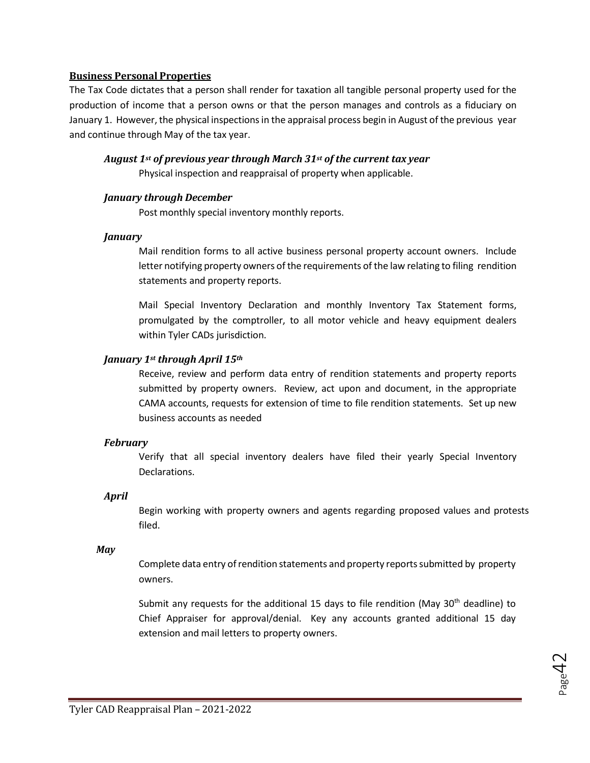## Business Personal Properties

The Tax Code dictates that a person shall render for taxation all tangible personal property used for the production of income that a person owns or that the person manages and controls as a fiduciary on January 1. However, the physical inspections in the appraisal process begin in August of the previous year and continue through May of the tax year.

### *August 1st of previous year through March 31st of the current tax year*

Physical inspection and reappraisal of property when applicable.

### *January through December*

Post monthly special inventory monthly reports.

### *January*

Mail rendition forms to all active business personal property account owners. Include letter notifying property owners of the requirements of the law relating to filing rendition statements and property reports.

Mail Special Inventory Declaration and monthly Inventory Tax Statement forms, promulgated by the comptroller, to all motor vehicle and heavy equipment dealers within Tyler CADs jurisdiction.

### *January 1st through April 15th*

Receive, review and perform data entry of rendition statements and property reports submitted by property owners. Review, act upon and document, in the appropriate CAMA accounts, requests for extension of time to file rendition statements. Set up new business accounts as needed

### *February*

Verify that all special inventory dealers have filed their yearly Special Inventory Declarations.

### *April*

Begin working with property owners and agents regarding proposed values and protests filed.

### *May*

Complete data entry of rendition statements and property reports submitted by property owners.

Submit any requests for the additional 15 days to file rendition (May 30th deadline) to Chief Appraiser for approval/denial. Key any accounts granted additional 15 day extension and mail letters to property owners.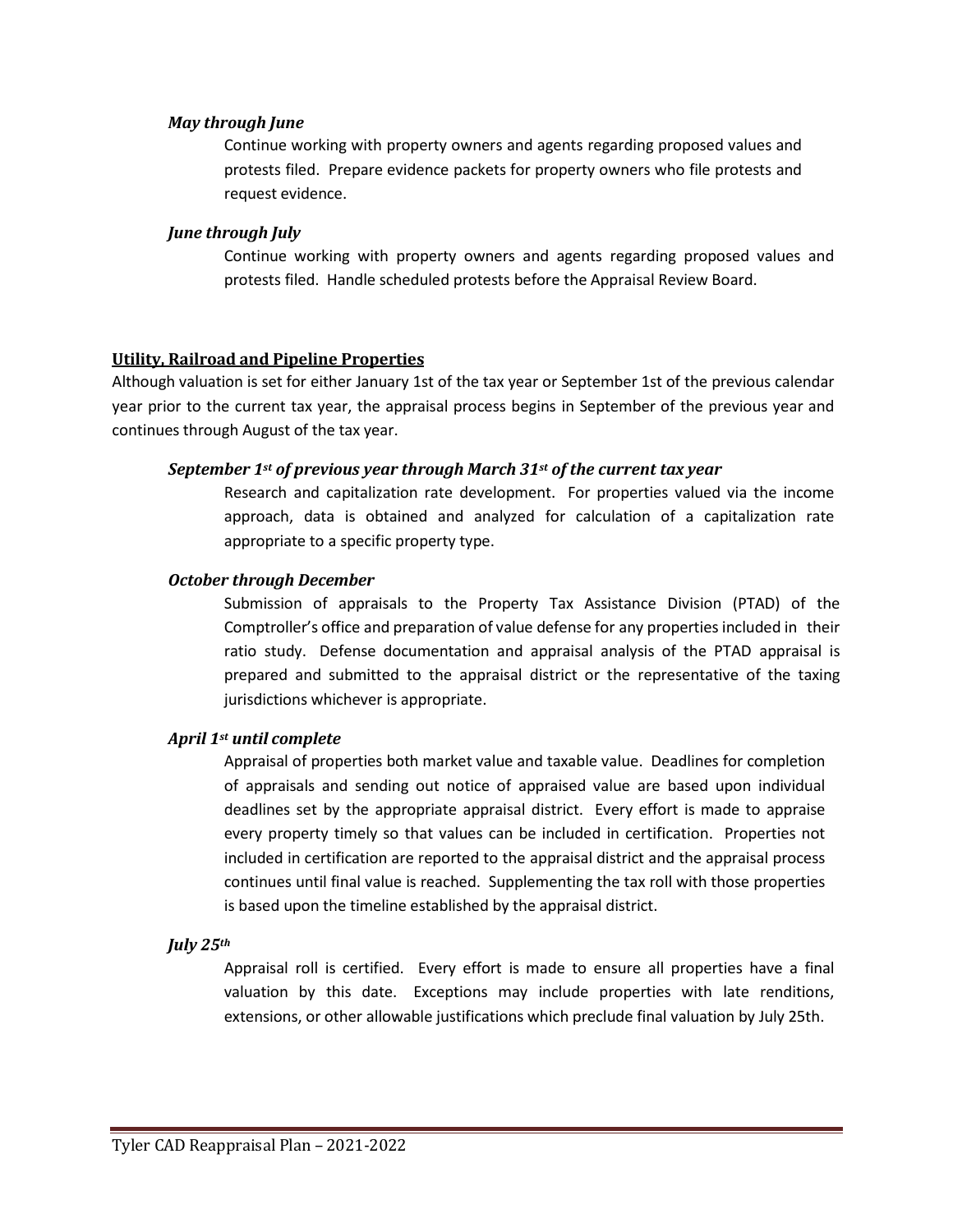*May through June*

Continue working with property owners and agents regarding proposed values and protests filed. Prepare evidence packets for property owners who file protests and request evidence.

*June through July*

Continue working with property owners and agents regarding proposed values and protests filed. Handle scheduled protests before the Appraisal Review Board.

**Utility, Railroad and Pipeline Properties**

Although valuation is set for either January 1st of the tax year or September 1st of the previous calendar year prior to the current tax year, the appraisal process begins in September of the previous year and continues through August of the tax year.

***September 1st of previous year through March 31st of the current tax year***

Research and capitalization rate development. For properties valued via the income approach, data is obtained and analyzed for calculation of a capitalization rate appropriate to a specific property type.

***October through December***

Submission of appraisals to the Property Tax Assistance Division (PTAD) of the Comptroller's office and preparation of value defense for any properties included in their ratio study. Defense documentation and appraisal analysis of the PTAD appraisal is prepared and submitted to the appraisal district or the representative of the taxing jurisdictions whichever is appropriate.

***April 1st until complete***

Appraisal of properties both market value and taxable value. Deadlines for completion of appraisals and sending out notice of appraised value are based upon individual deadlines set by the appropriate appraisal district. Every effort is made to appraise every property timely so that values can be included in certification. Properties not included in certification are reported to the appraisal district and the appraisal process continues until final value is reached. Supplementing the tax roll with those properties is based upon the timeline established by the appraisal district.

***July 25th***

Appraisal roll is certified. Every effort is made to ensure all properties have a final valuation by this date. Exceptions may include properties with late renditions, extensions, or other allowable justifications which preclude final valuation by July 25th.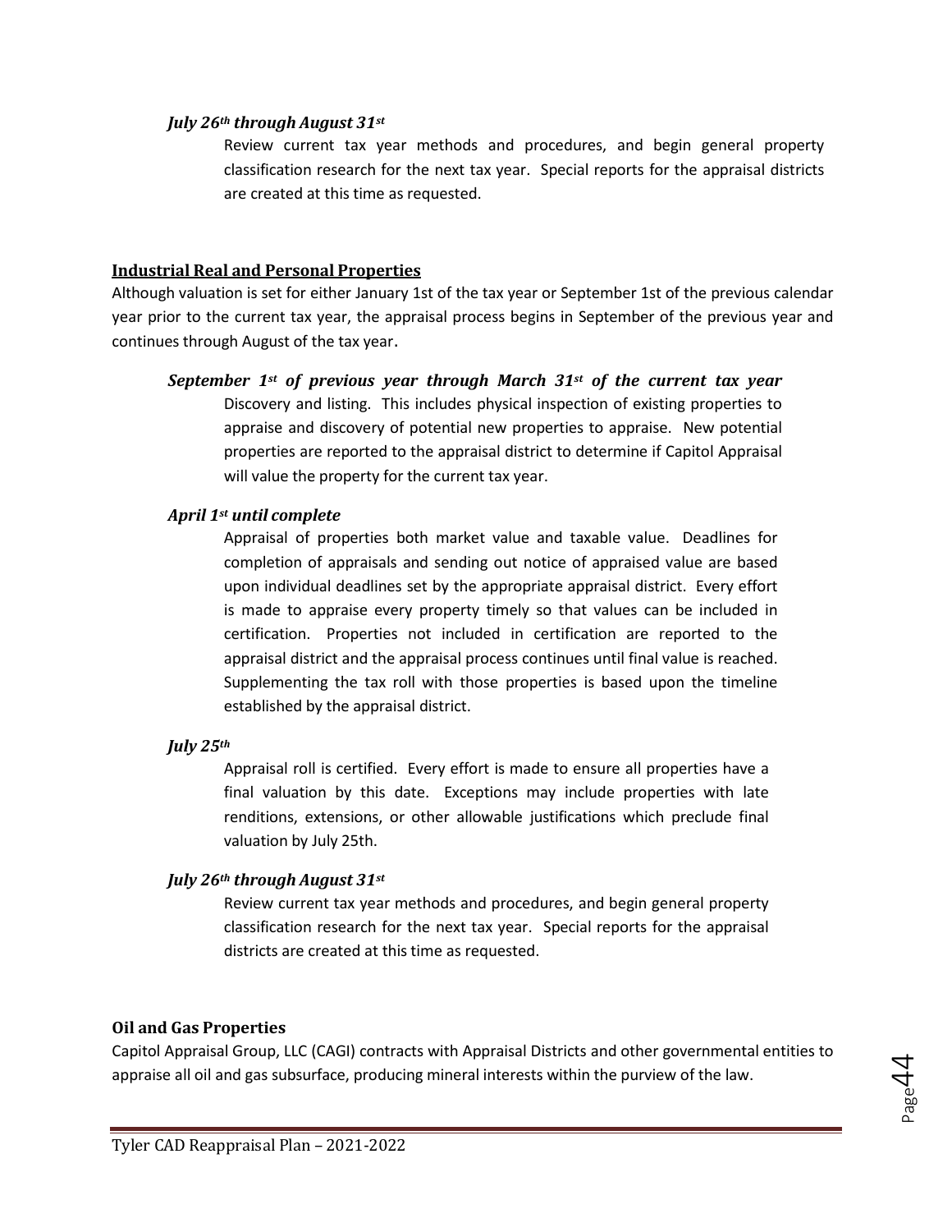***July 26th through August 31st***

Review current tax year methods and procedures, and begin general property classification research for the next tax year. Special reports for the appraisal districts are created at this time as requested.

## **Industrial Real and Personal Properties**

Although valuation is set for either January 1st of the tax year or September 1st of the previous calendar year prior to the current tax year, the appraisal process begins in September of the previous year and continues through August of the tax year.

***September 1st of previous year through March 31st of the current tax year***

Discovery and listing. This includes physical inspection of existing properties to appraise and discovery of potential new properties to appraise. New potential properties are reported to the appraisal district to determine if Capitol Appraisal will value the property for the current tax year.

***April 1st until complete***

Appraisal of properties both market value and taxable value. Deadlines for completion of appraisals and sending out notice of appraised value are based upon individual deadlines set by the appropriate appraisal district. Every effort is made to appraise every property timely so that values can be included in certification. Properties not included in certification are reported to the appraisal district and the appraisal process continues until final value is reached. Supplementing the tax roll with those properties is based upon the timeline established by the appraisal district.

***July 25th***

Appraisal roll is certified. Every effort is made to ensure all properties have a final valuation by this date. Exceptions may include properties with late renditions, extensions, or other allowable justifications which preclude final valuation by July 25th.

***July 26th through August 31st***

Review current tax year methods and procedures, and begin general property classification research for the next tax year. Special reports for the appraisal districts are created at this time as requested.

## **Oil and Gas Properties**

Capitol Appraisal Group, LLC (CAGI) contracts with Appraisal Districts and other governmental entities to appraise all oil and gas subsurface, producing mineral interests within the purview of the law.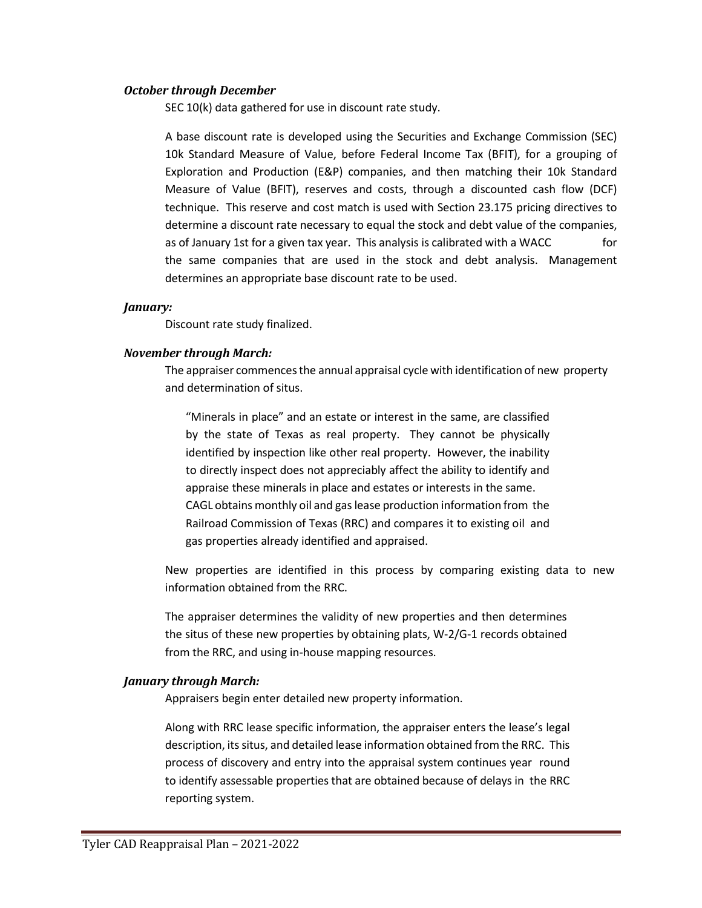***October through December***

SEC 10(k) data gathered for use in discount rate study.

A base discount rate is developed using the Securities and Exchange Commission (SEC) 10k Standard Measure of Value, before Federal Income Tax (BFIT), for a grouping of Exploration and Production (E&P) companies, and then matching their 10k Standard Measure of Value (BFIT), reserves and costs, through a discounted cash flow (DCF) technique. This reserve and cost match is used with Section 23.175 pricing directives to determine a discount rate necessary to equal the stock and debt value of the companies, as of January 1st for a given tax year. This analysis is calibrated with a WACC for the same companies that are used in the stock and debt analysis. Management determines an appropriate base discount rate to be used.

***January:***

Discount rate study finalized.

***November through March:***

The appraiser commences the annual appraisal cycle with identification of new property and determination of situs.

> "Minerals in place" and an estate or interest in the same, are classified by the state of Texas as real property. They cannot be physically identified by inspection like other real property. However, the inability to directly inspect does not appreciably affect the ability to identify and appraise these minerals in place and estates or interests in the same. CAGL obtains monthly oil and gas lease production information from the Railroad Commission of Texas (RRC) and compares it to existing oil and gas properties already identified and appraised.

New properties are identified in this process by comparing existing data to new information obtained from the RRC.

The appraiser determines the validity of new properties and then determines the situs of these new properties by obtaining plats, W-2/G-1 records obtained from the RRC, and using in-house mapping resources.

***January through March:***

Appraisers begin enter detailed new property information.

Along with RRC lease specific information, the appraiser enters the lease's legal description, its situs, and detailed lease information obtained from the RRC. This process of discovery and entry into the appraisal system continues year round to identify assessable properties that are obtained because of delays in the RRC reporting system.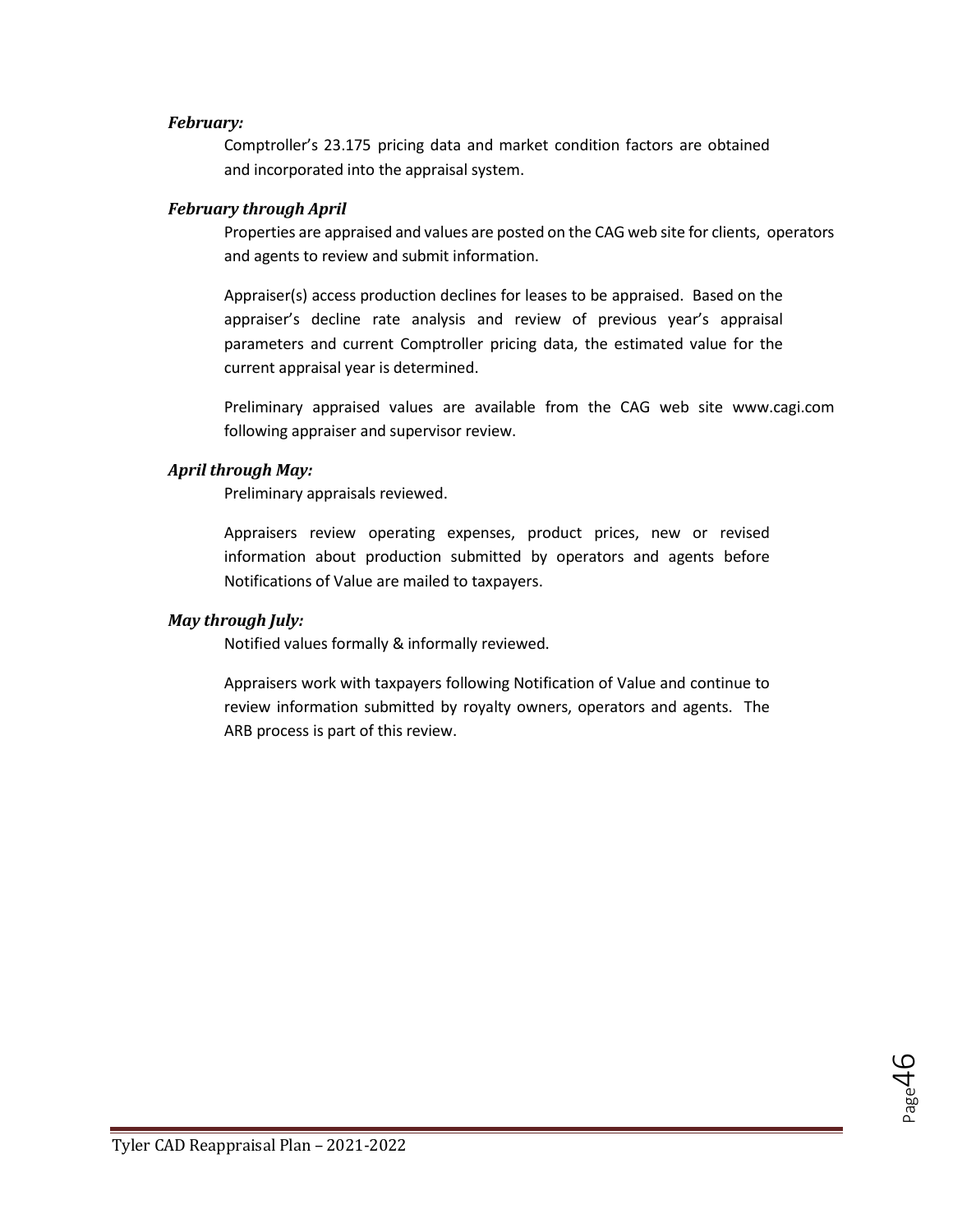***February:***

Comptroller's 23.175 pricing data and market condition factors are obtained and incorporated into the appraisal system.

***February through April***

Properties are appraised and values are posted on the CAG web site for clients, operators and agents to review and submit information.

Appraiser(s) access production declines for leases to be appraised. Based on the appraiser's decline rate analysis and review of previous year's appraisal parameters and current Comptroller pricing data, the estimated value for the current appraisal year is determined.

Preliminary appraised values are available from the CAG web site www.cagi.com following appraiser and supervisor review.

***April through May:***

Preliminary appraisals reviewed.

Appraisers review operating expenses, product prices, new or revised information about production submitted by operators and agents before Notifications of Value are mailed to taxpayers.

***May through July:***

Notified values formally & informally reviewed.

Appraisers work with taxpayers following Notification of Value and continue to review information submitted by royalty owners, operators and agents. The ARB process is part of this review.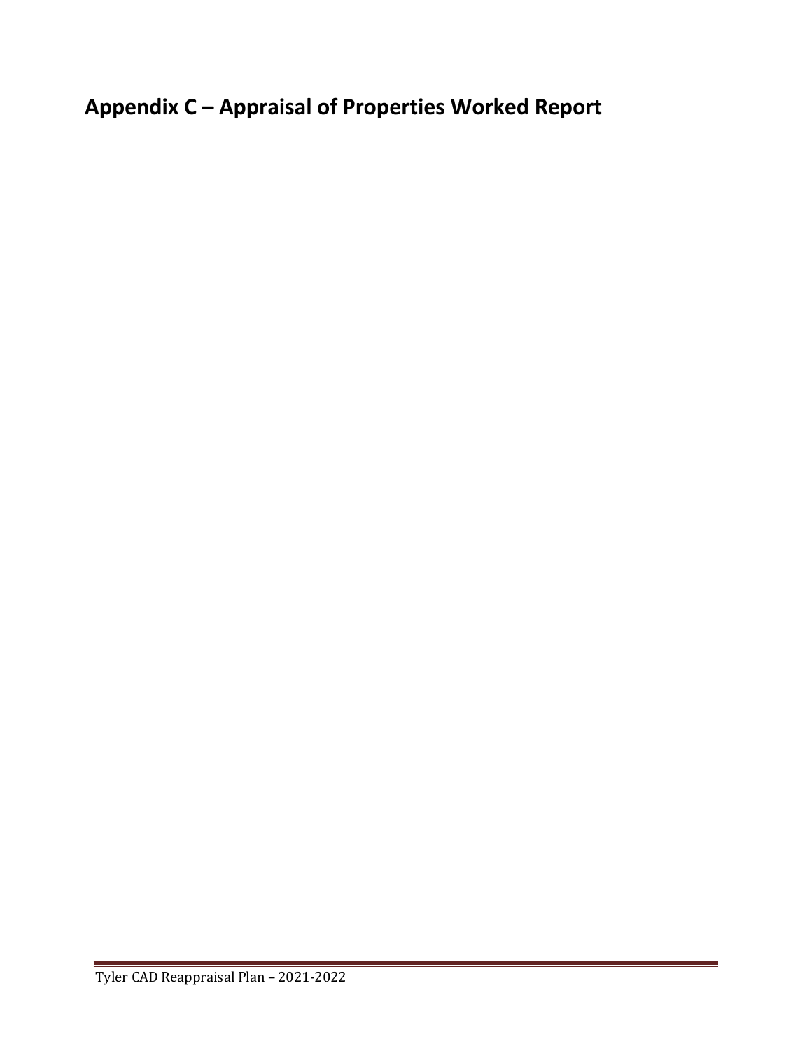# Appendix C – Appraisal of Properties Worked Report